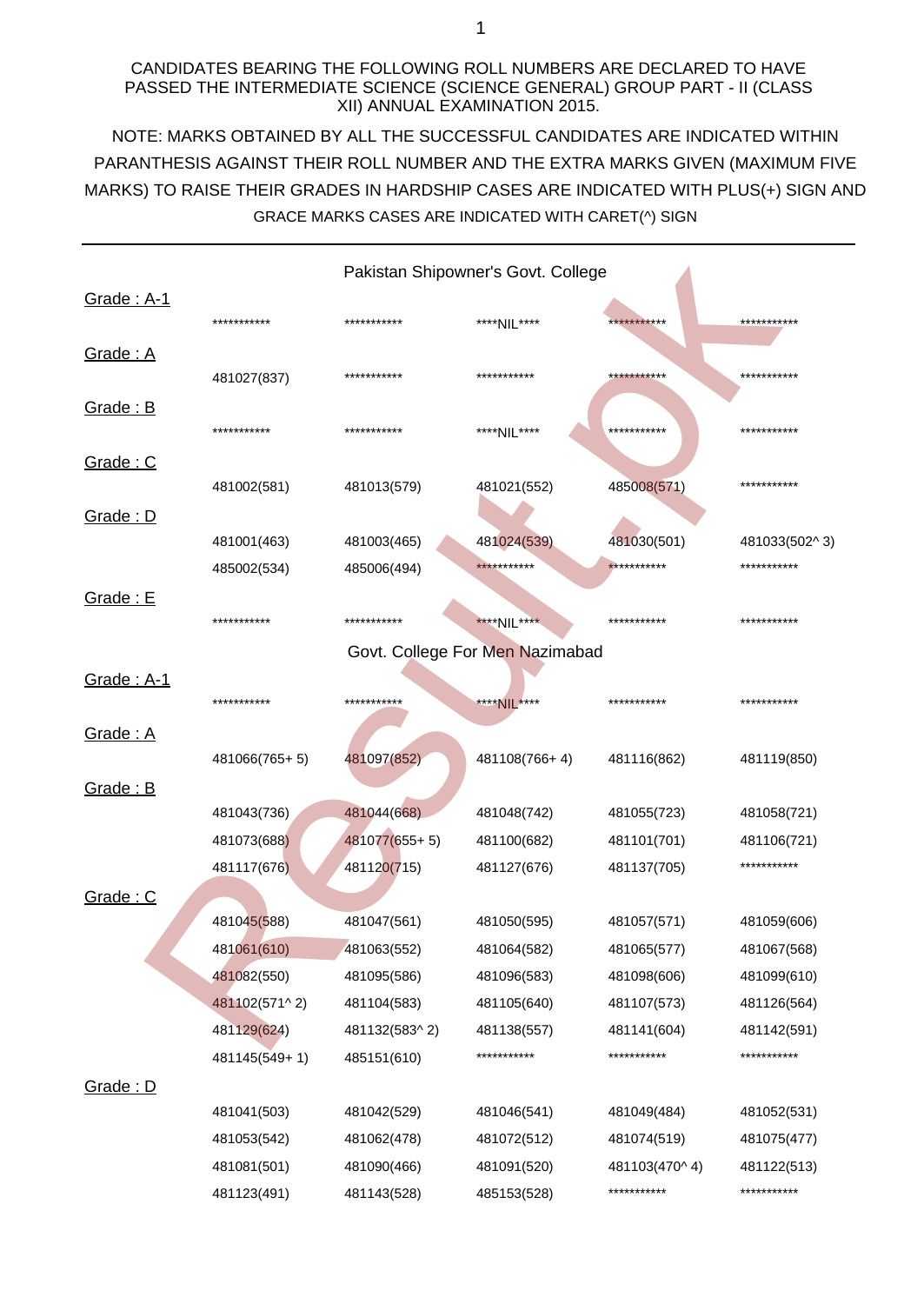CANDIDATES BEARING THE FOLLOWING ROLL NUMBERS ARE DECLARED TO HAVE PASSED THE INTERMEDIATE SCIENCE (SCIENCE GENERAL) GROUP PART - II (CLASS XII) ANNUAL EXAMINATION 2015.

NOTE: MARKS OBTAINED BY ALL THE SUCCESSFUL CANDIDATES ARE INDICATED WITHIN PARANTHESIS AGAINST THEIR ROLL NUMBER AND THE EXTRA MARKS GIVEN (MAXIMUM FIVE MARKS) TO RAISE THEIR GRADES IN HARDSHIP CASES ARE INDICATED WITH PLUS(+) SIGN AND GRACE MARKS CASES ARE INDICATED WITH CARET(^) SIGN

## Pakistan Shipowner's Govt. College

**Grade : A-1**

| | | | | |
|---|---|---|---|---|
| *********** | *********** | ****NIL**** | *********** | *********** |

**Grade : A**

| | | | | |
|---|---|---|---|---|
| 481027(837) | *********** | *********** | *********** | *********** |

**Grade : B**

| | | | | |
|---|---|---|---|---|
| *********** | *********** | ****NIL**** | *********** | *********** |

**Grade : C**

| | | | | |
|---|---|---|---|---|
| 481002(581) | 481013(579) | 481021(552) | 485008(571) | *********** |

**Grade : D**

| | | | | |
|---|---|---|---|---|
| 481001(463) | 481003(465) | 481024(539) | 481030(501) | 481033(502^ 3) |
| 485002(534) | 485006(494) | *********** | *********** | *********** |

**Grade : E**

| | | | | |
|---|---|---|---|---|
| *********** | *********** | ****NIL**** | *********** | *********** |

## Govt. College For Men Nazimabad

**Grade : A-1**

| | | | | |
|---|---|---|---|---|
| *********** | *********** | ****NIL**** | *********** | *********** |

**Grade : A**

| | | | | |
|---|---|---|---|---|
| 481066(765+ 5) | 481097(852) | 481108(766+ 4) | 481116(862) | 481119(850) |

**Grade : B**

| | | | | |
|---|---|---|---|---|
| 481043(736) | 481044(668) | 481048(742) | 481055(723) | 481058(721) |
| 481073(688) | 481077(655+ 5) | 481100(682) | 481101(701) | 481106(721) |
| 481117(676) | 481120(715) | 481127(676) | 481137(705) | *********** |

**Grade : C**

| | | | | |
|---|---|---|---|---|
| 481045(588) | 481047(561) | 481050(595) | 481057(571) | 481059(606) |
| 481061(610) | 481063(552) | 481064(582) | 481065(577) | 481067(568) |
| 481082(550) | 481095(586) | 481096(583) | 481098(606) | 481099(610) |
| 481102(571^ 2) | 481104(583) | 481105(640) | 481107(573) | 481126(564) |
| 481129(624) | 481132(583^ 2) | 481138(557) | 481141(604) | 481142(591) |
| 481145(549+ 1) | 485151(610) | *********** | *********** | *********** |

**Grade : D**

| | | | | |
|---|---|---|---|---|
| 481041(503) | 481042(529) | 481046(541) | 481049(484) | 481052(531) |
| 481053(542) | 481062(478) | 481072(512) | 481074(519) | 481075(477) |
| 481081(501) | 481090(466) | 481091(520) | 481103(470^ 4) | 481122(513) |
| 481123(491) | 481143(528) | 485153(528) | *********** | *********** |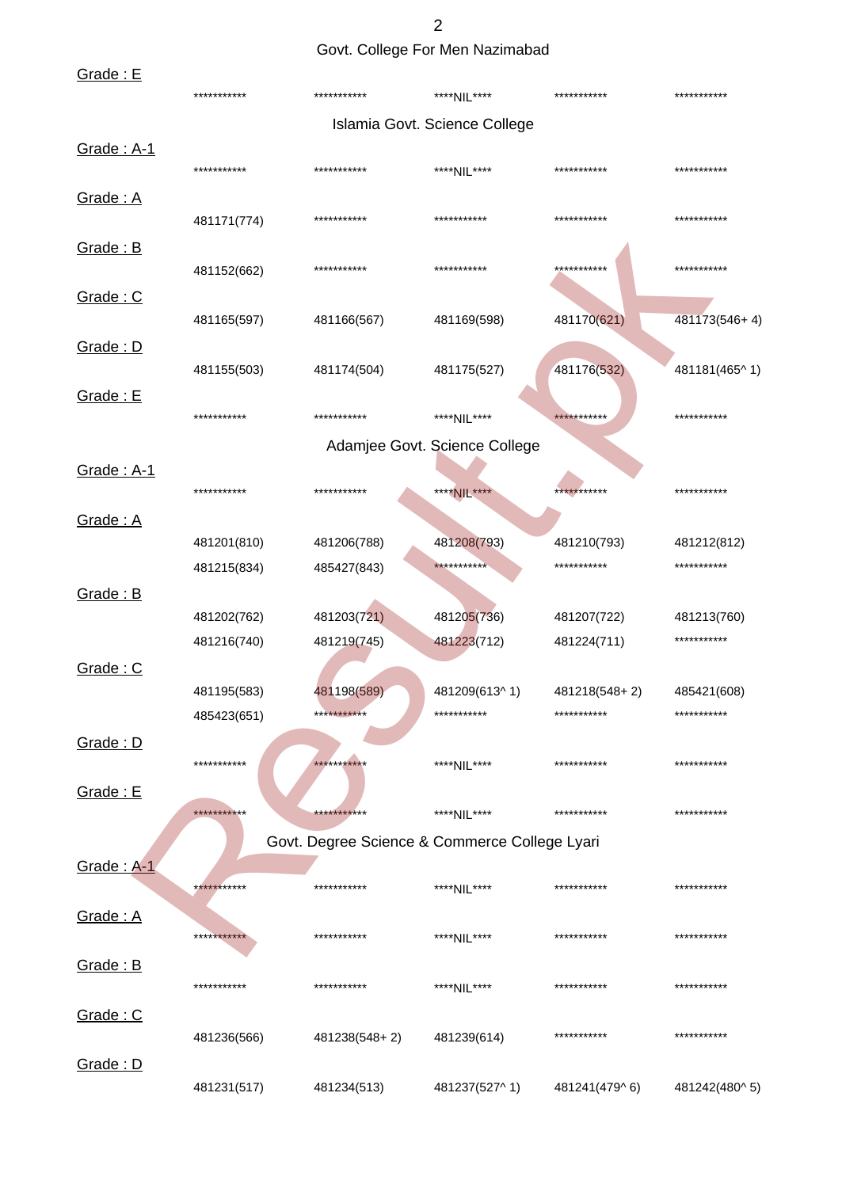## Govt. College For Men Nazimabad

Grade : E

| | | | | |
|---|---|---|---|---|
| *********** | *********** | ****NIL**** | *********** | *********** |

## Islamia Govt. Science College

Grade : A-1

| | | | | |
|---|---|---|---|---|
| *********** | *********** | ****NIL**** | *********** | *********** |

Grade : A

| | | | | |
|---|---|---|---|---|
| 481171(774) | *********** | *********** | *********** | *********** |

Grade : B

| | | | | |
|---|---|---|---|---|
| 481152(662) | *********** | *********** | *********** | *********** |

Grade : C

| | | | | |
|---|---|---|---|---|
| 481165(597) | 481166(567) | 481169(598) | 481170(621) | 481173(546+ 4) |

Grade : D

| | | | | |
|---|---|---|---|---|
| 481155(503) | 481174(504) | 481175(527) | 481176(532) | 481181(465^ 1) |

Grade : E

| | | | | |
|---|---|---|---|---|
| *********** | *********** | ****NIL**** | *********** | *********** |

## Adamjee Govt. Science College

Grade : A-1

| | | | | |
|---|---|---|---|---|
| *********** | *********** | ****NIL**** | *********** | *********** |

Grade : A

| | | | | |
|---|---|---|---|---|
| 481201(810) | 481206(788) | 481208(793) | 481210(793) | 481212(812) |
| 481215(834) | 485427(843) | *********** | *********** | *********** |

Grade : B

| | | | | |
|---|---|---|---|---|
| 481202(762) | 481203(721) | 481205(736) | 481207(722) | 481213(760) |
| 481216(740) | 481219(745) | 481223(712) | 481224(711) | *********** |

Grade : C

| | | | | |
|---|---|---|---|---|
| 481195(583) | 481198(589) | 481209(613^ 1) | 481218(548+ 2) | 485421(608) |
| 485423(651) | *********** | *********** | *********** | *********** |

Grade : D

| | | | | |
|---|---|---|---|---|
| *********** | *********** | ****NIL**** | *********** | *********** |

Grade : E

| | | | | |
|---|---|---|---|---|
| *********** | *********** | ****NIL**** | *********** | *********** |

## Govt. Degree Science & Commerce College Lyari

Grade : A-1

| | | | | |
|---|---|---|---|---|
| *********** | *********** | ****NIL**** | *********** | *********** |

Grade : A

| | | | | |
|---|---|---|---|---|
| *********** | *********** | ****NIL**** | *********** | *********** |

Grade : B

| | | | | |
|---|---|---|---|---|
| *********** | *********** | ****NIL**** | *********** | *********** |

Grade : C

| | | | | |
|---|---|---|---|---|
| 481236(566) | 481238(548+ 2) | 481239(614) | *********** | *********** |

Grade : D

| | | | | |
|---|---|---|---|---|
| 481231(517) | 481234(513) | 481237(527^ 1) | 481241(479^ 6) | 481242(480^ 5) |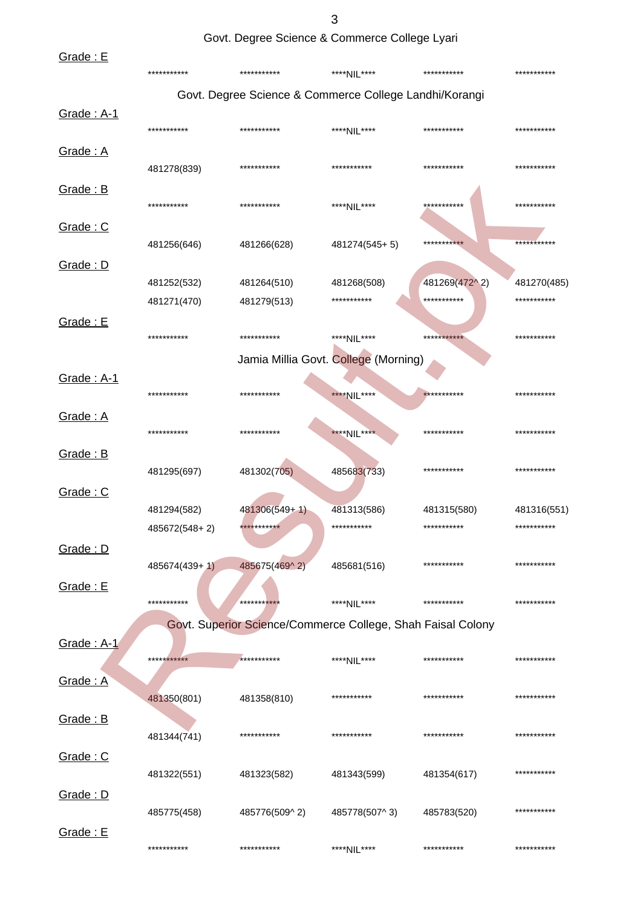## Govt. Degree Science & Commerce College Lyari

Grade : E

| | | | | |
|---|---|---|---|---|
| *********** | *********** | ****NIL**** | *********** | *********** |

## Govt. Degree Science & Commerce College Landhi/Korangi

Grade : A-1

| | | | | |
|---|---|---|---|---|
| *********** | *********** | ****NIL**** | *********** | *********** |

Grade : A

| | | | | |
|---|---|---|---|---|
| 481278(839) | *********** | *********** | *********** | *********** |

Grade : B

| | | | | |
|---|---|---|---|---|
| *********** | *********** | ****NIL**** | *********** | *********** |

Grade : C

| | | | | |
|---|---|---|---|---|
| 481256(646) | 481266(628) | 481274(545+ 5) | *********** | *********** |

Grade : D

| | | | | |
|---|---|---|---|---|
| 481252(532) | 481264(510) | 481268(508) | 481269(472^ 2) | 481270(485) |
| 481271(470) | 481279(513) | *********** | *********** | *********** |

Grade : E

| | | | | |
|---|---|---|---|---|
| *********** | *********** | ****NIL**** | *********** | *********** |

## Jamia Millia Govt. College (Morning)

Grade : A-1

| | | | | |
|---|---|---|---|---|
| *********** | *********** | ****NIL**** | *********** | *********** |

Grade : A

| | | | | |
|---|---|---|---|---|
| *********** | *********** | ****NIL**** | *********** | *********** |

Grade : B

| | | | | |
|---|---|---|---|---|
| 481295(697) | 481302(705) | 485683(733) | *********** | *********** |

Grade : C

| | | | | |
|---|---|---|---|---|
| 481294(582) | 481306(549+ 1) | 481313(586) | 481315(580) | 481316(551) |
| 485672(548+ 2) | *********** | *********** | *********** | *********** |

Grade : D

| | | | | |
|---|---|---|---|---|
| 485674(439+ 1) | 485675(469^ 2) | 485681(516) | *********** | *********** |

Grade : E

| | | | | |
|---|---|---|---|---|
| *********** | *********** | ****NIL**** | *********** | *********** |

## Govt. Superior Science/Commerce College, Shah Faisal Colony

Grade : A-1

| | | | | |
|---|---|---|---|---|
| *********** | *********** | ****NIL**** | *********** | *********** |

Grade : A

| | | | | |
|---|---|---|---|---|
| 481350(801) | 481358(810) | *********** | *********** | *********** |

Grade : B

| | | | | |
|---|---|---|---|---|
| 481344(741) | *********** | *********** | *********** | *********** |

Grade : C

| | | | | |
|---|---|---|---|---|
| 481322(551) | 481323(582) | 481343(599) | 481354(617) | *********** |

Grade : D

| | | | | |
|---|---|---|---|---|
| 485775(458) | 485776(509^ 2) | 485778(507^ 3) | 485783(520) | *********** |

Grade : E

| | | | | |
|---|---|---|---|---|
| *********** | *********** | ****NIL**** | *********** | *********** |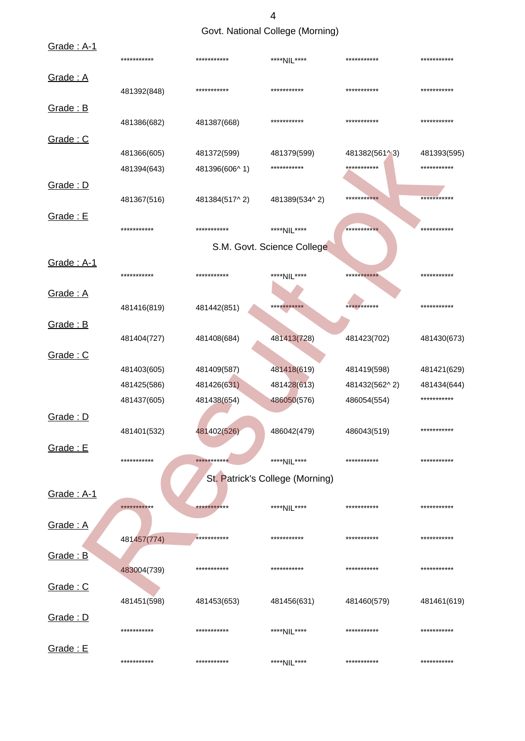## Govt. National College (Morning)

Grade : A-1

| | | | | |
|---|---|---|---|---|
| *********** | *********** | ****NIL**** | *********** | *********** |

Grade : A

| | | | | |
|---|---|---|---|---|
| 481392(848) | *********** | *********** | *********** | *********** |

Grade : B

| | | | | |
|---|---|---|---|---|
| 481386(682) | 481387(668) | *********** | *********** | *********** |

Grade : C

| | | | | |
|---|---|---|---|---|
| 481366(605) | 481372(599) | 481379(599) | 481382(561^ 3) | 481393(595) |
| 481394(643) | 481396(606^ 1) | *********** | *********** | *********** |

Grade : D

| | | | | |
|---|---|---|---|---|
| 481367(516) | 481384(517^ 2) | 481389(534^ 2) | *********** | *********** |

Grade : E

| | | | | |
|---|---|---|---|---|
| *********** | *********** | ****NIL**** | *********** | *********** |

## S.M. Govt. Science College

Grade : A-1

| | | | | |
|---|---|---|---|---|
| *********** | *********** | ****NIL**** | *********** | *********** |

Grade : A

| | | | | |
|---|---|---|---|---|
| 481416(819) | 481442(851) | *********** | *********** | *********** |

Grade : B

| | | | | |
|---|---|---|---|---|
| 481404(727) | 481408(684) | 481413(728) | 481423(702) | 481430(673) |

Grade : C

| | | | | |
|---|---|---|---|---|
| 481403(605) | 481409(587) | 481418(619) | 481419(598) | 481421(629) |
| 481425(586) | 481426(631) | 481428(613) | 481432(562^ 2) | 481434(644) |
| 481437(605) | 481438(654) | 486050(576) | 486054(554) | *********** |

Grade : D

| | | | | |
|---|---|---|---|---|
| 481401(532) | 481402(526) | 486042(479) | 486043(519) | *********** |

Grade : E

| | | | | |
|---|---|---|---|---|
| *********** | *********** | ****NIL**** | *********** | *********** |

## St. Patrick's College (Morning)

Grade : A-1

| | | | | |
|---|---|---|---|---|
| *********** | *********** | ****NIL**** | *********** | *********** |

Grade : A

| | | | | |
|---|---|---|---|---|
| 481457(774) | *********** | *********** | *********** | *********** |

Grade : B

| | | | | |
|---|---|---|---|---|
| 483004(739) | *********** | *********** | *********** | *********** |

Grade : C

| | | | | |
|---|---|---|---|---|
| 481451(598) | 481453(653) | 481456(631) | 481460(579) | 481461(619) |

Grade : D

| | | | | |
|---|---|---|---|---|
| *********** | *********** | ****NIL**** | *********** | *********** |

Grade : E

| | | | | |
|---|---|---|---|---|
| *********** | *********** | ****NIL**** | *********** | *********** |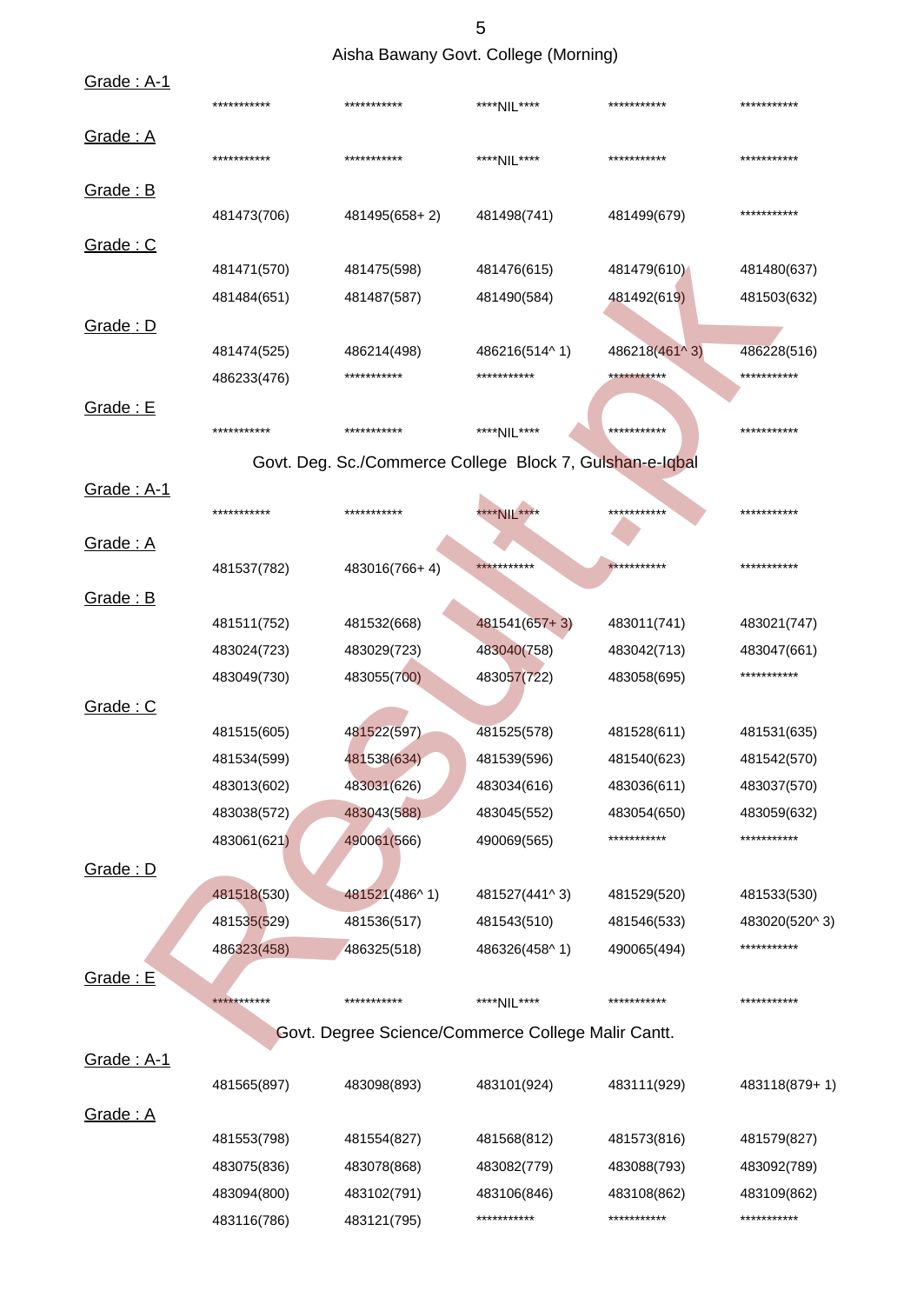## Aisha Bawany Govt. College (Morning)

**Grade : A-1**

| | | | | |
|---|---|---|---|---|
| *********** | *********** | ****NIL**** | *********** | *********** |

**Grade : A**

| | | | | |
|---|---|---|---|---|
| *********** | *********** | ****NIL**** | *********** | *********** |

**Grade : B**

| | | | | |
|---|---|---|---|---|
| 481473(706) | 481495(658+ 2) | 481498(741) | 481499(679) | *********** |

**Grade : C**

| | | | | |
|---|---|---|---|---|
| 481471(570) | 481475(598) | 481476(615) | 481479(610) | 481480(637) |
| 481484(651) | 481487(587) | 481490(584) | 481492(619) | 481503(632) |

**Grade : D**

| | | | | |
|---|---|---|---|---|
| 481474(525) | 486214(498) | 486216(514^ 1) | 486218(461^ 3) | 486228(516) |
| 486233(476) | *********** | *********** | *********** | *********** |

**Grade : E**

| | | | | |
|---|---|---|---|---|
| *********** | *********** | ****NIL**** | *********** | *********** |

## Govt. Deg. Sc./Commerce College Block 7, Gulshan-e-Iqbal

**Grade : A-1**

| | | | | |
|---|---|---|---|---|
| *********** | *********** | ****NIL**** | *********** | *********** |

**Grade : A**

| | | | | |
|---|---|---|---|---|
| 481537(782) | 483016(766+ 4) | *********** | *********** | *********** |

**Grade : B**

| | | | | |
|---|---|---|---|---|
| 481511(752) | 481532(668) | 481541(657+ 3) | 483011(741) | 483021(747) |
| 483024(723) | 483029(723) | 483040(758) | 483042(713) | 483047(661) |
| 483049(730) | 483055(700) | 483057(722) | 483058(695) | *********** |

**Grade : C**

| | | | | |
|---|---|---|---|---|
| 481515(605) | 481522(597) | 481525(578) | 481528(611) | 481531(635) |
| 481534(599) | 481538(634) | 481539(596) | 481540(623) | 481542(570) |
| 483013(602) | 483031(626) | 483034(616) | 483036(611) | 483037(570) |
| 483038(572) | 483043(588) | 483045(552) | 483054(650) | 483059(632) |
| 483061(621) | 490061(566) | 490069(565) | *********** | *********** |

**Grade : D**

| | | | | |
|---|---|---|---|---|
| 481518(530) | 481521(486^ 1) | 481527(441^ 3) | 481529(520) | 481533(530) |
| 481535(529) | 481536(517) | 481543(510) | 481546(533) | 483020(520^ 3) |
| 486323(458) | 486325(518) | 486326(458^ 1) | 490065(494) | *********** |

**Grade : E**

| | | | | |
|---|---|---|---|---|
| *********** | *********** | ****NIL**** | *********** | *********** |

## Govt. Degree Science/Commerce College Malir Cantt.

**Grade : A-1**

| | | | | |
|---|---|---|---|---|
| 481565(897) | 483098(893) | 483101(924) | 483111(929) | 483118(879+ 1) |

**Grade : A**

| | | | | |
|---|---|---|---|---|
| 481553(798) | 481554(827) | 481568(812) | 481573(816) | 481579(827) |
| 483075(836) | 483078(868) | 483082(779) | 483088(793) | 483092(789) |
| 483094(800) | 483102(791) | 483106(846) | 483108(862) | 483109(862) |
| 483116(786) | 483121(795) | *********** | *********** | *********** |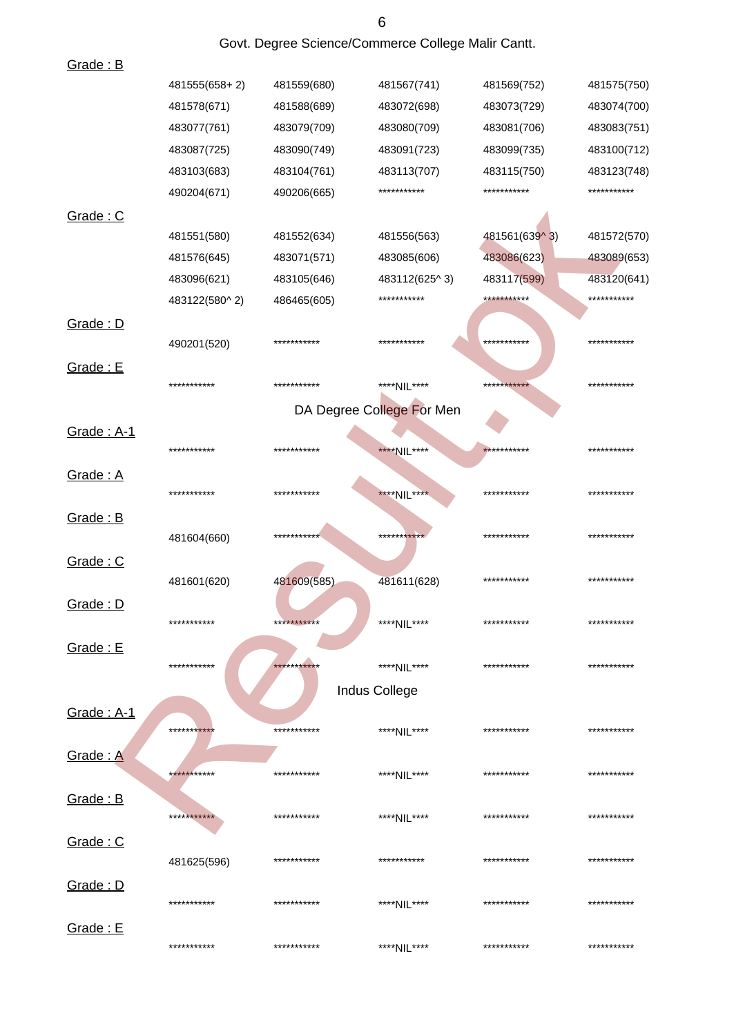## Govt. Degree Science/Commerce College Malir Cantt.

**Grade : B**

| | | | | |
|---|---|---|---|---|
| 481555(658+ 2) | 481559(680) | 481567(741) | 481569(752) | 481575(750) |
| 481578(671) | 481588(689) | 483072(698) | 483073(729) | 483074(700) |
| 483077(761) | 483079(709) | 483080(709) | 483081(706) | 483083(751) |
| 483087(725) | 483090(749) | 483091(723) | 483099(735) | 483100(712) |
| 483103(683) | 483104(761) | 483113(707) | 483115(750) | 483123(748) |
| 490204(671) | 490206(665) | *********** | *********** | *********** |

**Grade : C**

| | | | | |
|---|---|---|---|---|
| 481551(580) | 481552(634) | 481556(563) | 481561(639^ 3) | 481572(570) |
| 481576(645) | 483071(571) | 483085(606) | 483086(623) | 483089(653) |
| 483096(621) | 483105(646) | 483112(625^ 3) | 483117(599) | 483120(641) |
| 483122(580^ 2) | 486465(605) | *********** | *********** | *********** |

**Grade : D**

| | | | | |
|---|---|---|---|---|
| 490201(520) | *********** | *********** | *********** | *********** |

**Grade : E**

| | | | | |
|---|---|---|---|---|
| *********** | *********** | ****NIL**** | *********** | *********** |

## DA Degree College For Men

**Grade : A-1**

| | | | | |
|---|---|---|---|---|
| *********** | *********** | ****NIL**** | *********** | *********** |

**Grade : A**

| | | | | |
|---|---|---|---|---|
| *********** | *********** | ****NIL**** | *********** | *********** |

**Grade : B**

| | | | | |
|---|---|---|---|---|
| 481604(660) | *********** | *********** | *********** | *********** |

**Grade : C**

| | | | | |
|---|---|---|---|---|
| 481601(620) | 481609(585) | 481611(628) | *********** | *********** |

**Grade : D**

| | | | | |
|---|---|---|---|---|
| *********** | *********** | ****NIL**** | *********** | *********** |

**Grade : E**

| | | | | |
|---|---|---|---|---|
| *********** | *********** | ****NIL**** | *********** | *********** |

## Indus College

**Grade : A-1**

| | | | | |
|---|---|---|---|---|
| *********** | *********** | ****NIL**** | *********** | *********** |

**Grade : A**

| | | | | |
|---|---|---|---|---|
| *********** | *********** | ****NIL**** | *********** | *********** |

**Grade : B**

| | | | | |
|---|---|---|---|---|
| *********** | *********** | ****NIL**** | *********** | *********** |

**Grade : C**

| | | | | |
|---|---|---|---|---|
| 481625(596) | *********** | *********** | *********** | *********** |

**Grade : D**

| | | | | |
|---|---|---|---|---|
| *********** | *********** | ****NIL**** | *********** | *********** |

**Grade : E**

| | | | | |
|---|---|---|---|---|
| *********** | *********** | ****NIL**** | *********** | *********** |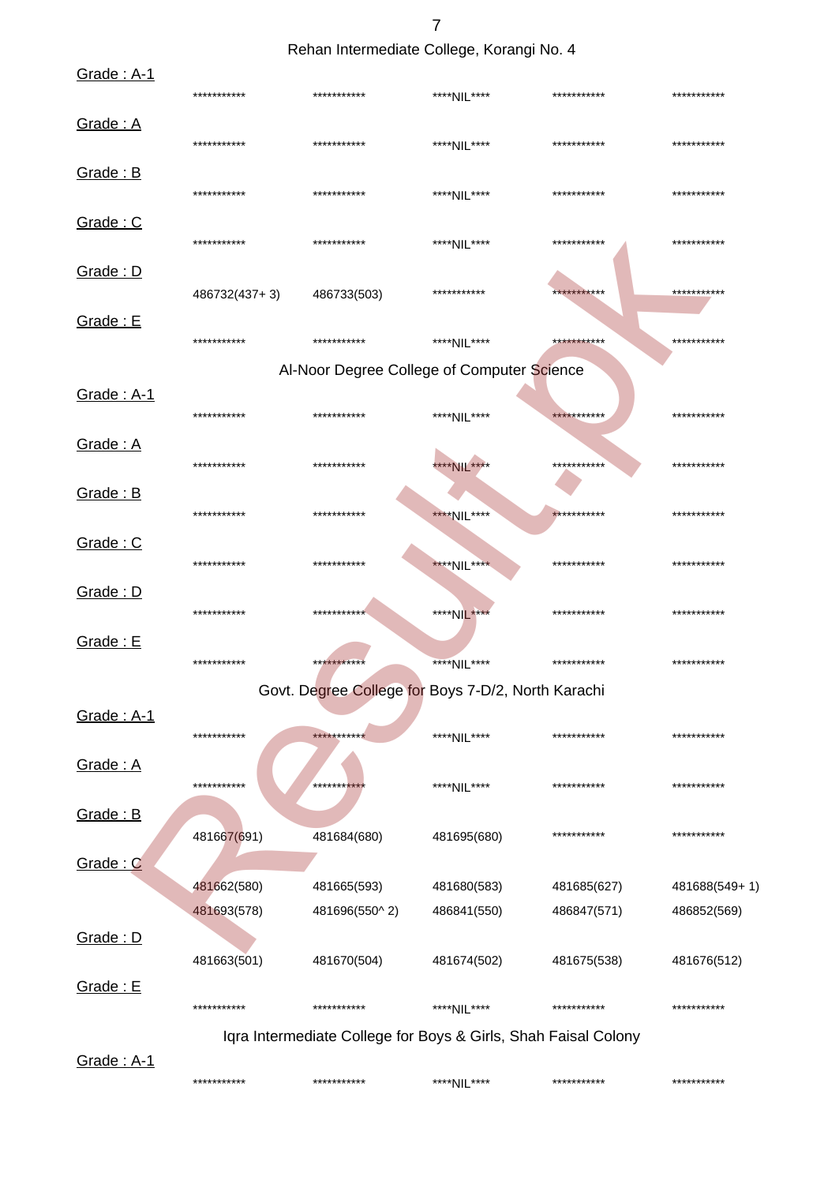## Rehan Intermediate College, Korangi No. 4

Grade : A-1

*********** *********** ****NIL**** *********** ***********

Grade : A

*********** *********** ****NIL**** *********** ***********

Grade : B

*********** *********** ****NIL**** *********** ***********

Grade : C

*********** *********** ****NIL**** *********** ***********

Grade : D

486732(437+ 3) 486733(503) *********** *********** ***********

Grade : E

*********** *********** ****NIL**** *********** ***********

## Al-Noor Degree College of Computer Science

Grade : A-1

*********** *********** ****NIL**** *********** ***********

Grade : A

*********** *********** ****NIL**** *********** ***********

Grade : B

*********** *********** ****NIL**** *********** ***********

Grade : C

*********** *********** ****NIL**** *********** ***********

Grade : D

*********** *********** ****NIL**** *********** ***********

Grade : E

*********** *********** ****NIL**** *********** ***********

## Govt. Degree College for Boys 7-D/2, North Karachi

Grade : A-1

*********** *********** ****NIL**** *********** ***********

Grade : A

*********** *********** ****NIL**** *********** ***********

Grade : B

481667(691) 481684(680) 481695(680) *********** ***********

Grade : C

481662(580) 481665(593) 481680(583) 481685(627) 481688(549+ 1)

481693(578) 481696(550^ 2) 486841(550) 486847(571) 486852(569)

Grade : D

481663(501) 481670(504) 481674(502) 481675(538) 481676(512)

Grade : E

*********** *********** ****NIL**** *********** ***********

## Iqra Intermediate College for Boys & Girls, Shah Faisal Colony

Grade : A-1

*********** *********** ****NIL**** *********** ***********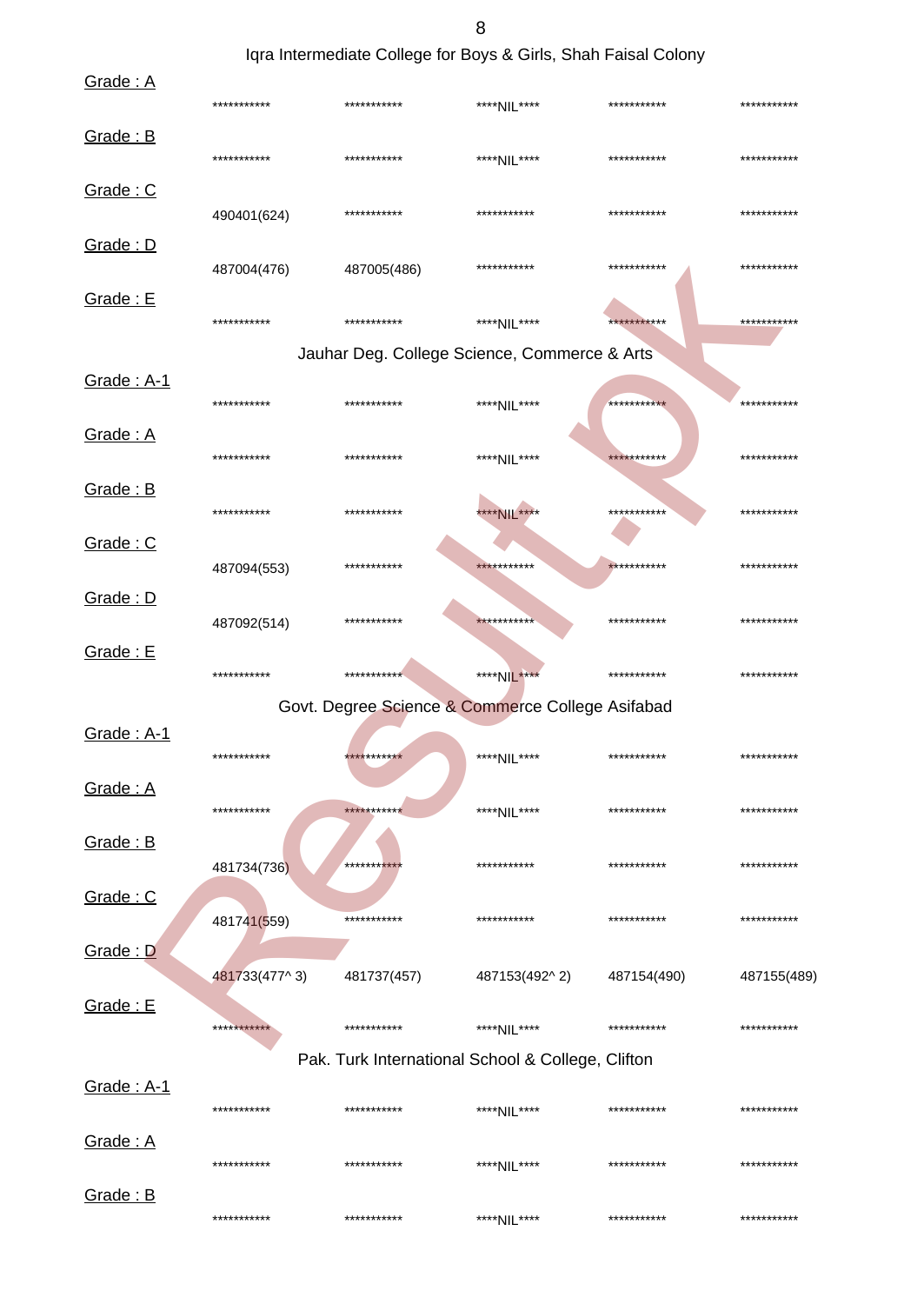Iqra Intermediate College for Boys & Girls, Shah Faisal Colony

Grade : A

*********** *********** ****NIL**** *********** ***********

Grade : B

*********** *********** ****NIL**** *********** ***********

Grade : C

490401(624) *********** *********** *********** ***********

Grade : D

487004(476) 487005(486) *********** *********** ***********

Grade : E

*********** *********** ****NIL**** *********** ***********

Jauhar Deg. College Science, Commerce & Arts

Grade : A-1

*********** *********** ****NIL**** *********** ***********

Grade : A

*********** *********** ****NIL**** *********** ***********

Grade : B

*********** *********** ****NIL**** *********** ***********

Grade : C

487094(553) *********** *********** *********** ***********

Grade : D

487092(514) *********** *********** *********** ***********

Grade : E

*********** *********** ****NIL**** *********** ***********

Govt. Degree Science & Commerce College Asifabad

Grade : A-1

*********** *********** ****NIL**** *********** ***********

Grade : A

*********** *********** ****NIL**** *********** ***********

Grade : B

481734(736) *********** *********** *********** ***********

Grade : C

481741(559) *********** *********** *********** ***********

Grade : D

481733(477^ 3) 481737(457) 487153(492^ 2) 487154(490) 487155(489)

Grade : E

*********** *********** ****NIL**** *********** ***********

Pak. Turk International School & College, Clifton

Grade : A-1

*********** *********** ****NIL**** *********** ***********

Grade : A

*********** *********** ****NIL**** *********** ***********

Grade : B

*********** *********** ****NIL**** *********** ***********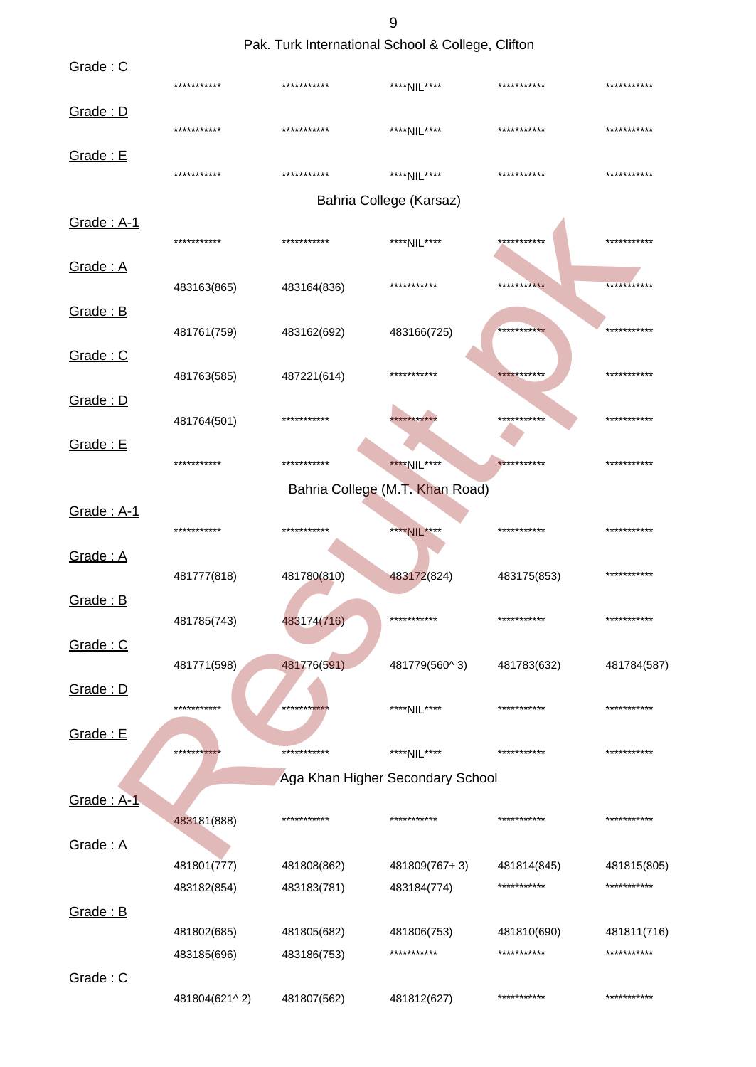Pak. Turk International School & College, Clifton

Grade : C

| | | | | |
|---|---|---|---|---|
| *********** | *********** | ****NIL**** | *********** | *********** |

Grade : D

| | | | | |
|---|---|---|---|---|
| *********** | *********** | ****NIL**** | *********** | *********** |

Grade : E

| | | | | |
|---|---|---|---|---|
| *********** | *********** | ****NIL**** | *********** | *********** |

Bahria College (Karsaz)

Grade : A-1

| | | | | |
|---|---|---|---|---|
| *********** | *********** | ****NIL**** | *********** | *********** |

Grade : A

| | | | | |
|---|---|---|---|---|
| 483163(865) | 483164(836) | *********** | *********** | *********** |

Grade : B

| | | | | |
|---|---|---|---|---|
| 481761(759) | 483162(692) | 483166(725) | *********** | *********** |

Grade : C

| | | | | |
|---|---|---|---|---|
| 481763(585) | 487221(614) | *********** | *********** | *********** |

Grade : D

| | | | | |
|---|---|---|---|---|
| 481764(501) | *********** | *********** | *********** | *********** |

Grade : E

| | | | | |
|---|---|---|---|---|
| *********** | *********** | ****NIL**** | *********** | *********** |

Bahria College (M.T. Khan Road)

Grade : A-1

| | | | | |
|---|---|---|---|---|
| *********** | *********** | ****NIL**** | *********** | *********** |

Grade : A

| | | | | |
|---|---|---|---|---|
| 481777(818) | 481780(810) | 483172(824) | 483175(853) | *********** |

Grade : B

| | | | | |
|---|---|---|---|---|
| 481785(743) | 483174(716) | *********** | *********** | *********** |

Grade : C

| | | | | |
|---|---|---|---|---|
| 481771(598) | 481776(591) | 481779(560^ 3) | 481783(632) | 481784(587) |

Grade : D

| | | | | |
|---|---|---|---|---|
| *********** | *********** | ****NIL**** | *********** | *********** |

Grade : E

| | | | | |
|---|---|---|---|---|
| *********** | *********** | ****NIL**** | *********** | *********** |

Aga Khan Higher Secondary School

Grade : A-1

| | | | | |
|---|---|---|---|---|
| 483181(888) | *********** | *********** | *********** | *********** |

Grade : A

| | | | | |
|---|---|---|---|---|
| 481801(777) | 481808(862) | 481809(767+ 3) | 481814(845) | 481815(805) |
| 483182(854) | 483183(781) | 483184(774) | *********** | *********** |

Grade : B

| | | | | |
|---|---|---|---|---|
| 481802(685) | 481805(682) | 481806(753) | 481810(690) | 481811(716) |
| 483185(696) | 483186(753) | *********** | *********** | *********** |

Grade : C

| | | | | |
|---|---|---|---|---|
| 481804(621^ 2) | 481807(562) | 481812(627) | *********** | *********** |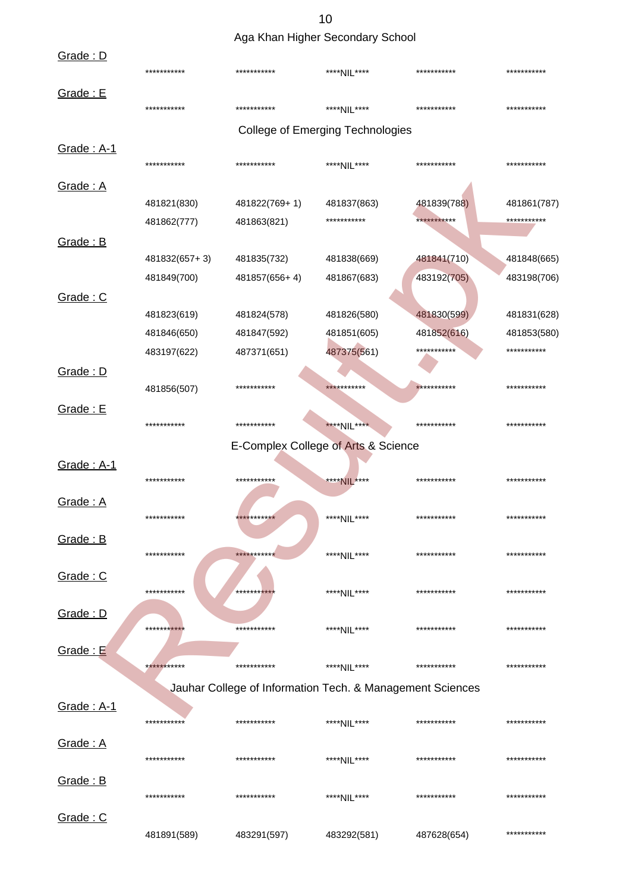## Aga Khan Higher Secondary School

Grade : D

| | | | | |
|---|---|---|---|---|
| *********** | *********** | ****NIL**** | *********** | *********** |

Grade : E

| | | | | |
|---|---|---|---|---|
| *********** | *********** | ****NIL**** | *********** | *********** |

## College of Emerging Technologies

Grade : A-1

| | | | | |
|---|---|---|---|---|
| *********** | *********** | ****NIL**** | *********** | *********** |

Grade : A

| | | | | |
|---|---|---|---|---|
| 481821(830) | 481822(769+ 1) | 481837(863) | 481839(788) | 481861(787) |
| 481862(777) | 481863(821) | *********** | *********** | *********** |

Grade : B

| | | | | |
|---|---|---|---|---|
| 481832(657+ 3) | 481835(732) | 481838(669) | 481841(710) | 481848(665) |
| 481849(700) | 481857(656+ 4) | 481867(683) | 483192(705) | 483198(706) |

Grade : C

| | | | | |
|---|---|---|---|---|
| 481823(619) | 481824(578) | 481826(580) | 481830(599) | 481831(628) |
| 481846(650) | 481847(592) | 481851(605) | 481852(616) | 481853(580) |
| 483197(622) | 487371(651) | 487375(561) | *********** | *********** |

Grade : D

| | | | | |
|---|---|---|---|---|
| 481856(507) | *********** | *********** | *********** | *********** |

Grade : E

| | | | | |
|---|---|---|---|---|
| *********** | *********** | ****NIL**** | *********** | *********** |

## E-Complex College of Arts & Science

Grade : A-1

| | | | | |
|---|---|---|---|---|
| *********** | *********** | ****NIL**** | *********** | *********** |

Grade : A

| | | | | |
|---|---|---|---|---|
| *********** | *********** | ****NIL**** | *********** | *********** |

Grade : B

| | | | | |
|---|---|---|---|---|
| *********** | *********** | ****NIL**** | *********** | *********** |

Grade : C

| | | | | |
|---|---|---|---|---|
| *********** | *********** | ****NIL**** | *********** | *********** |

Grade : D

| | | | | |
|---|---|---|---|---|
| *********** | *********** | ****NIL**** | *********** | *********** |

Grade : E

| | | | | |
|---|---|---|---|---|
| *********** | *********** | ****NIL**** | *********** | *********** |

## Jauhar College of Information Tech. & Management Sciences

Grade : A-1

| | | | | |
|---|---|---|---|---|
| *********** | *********** | ****NIL**** | *********** | *********** |

Grade : A

| | | | | |
|---|---|---|---|---|
| *********** | *********** | ****NIL**** | *********** | *********** |

Grade : B

| | | | | |
|---|---|---|---|---|
| *********** | *********** | ****NIL**** | *********** | *********** |

Grade : C

| | | | | |
|---|---|---|---|---|
| 481891(589) | 483291(597) | 483292(581) | 487628(654) | *********** |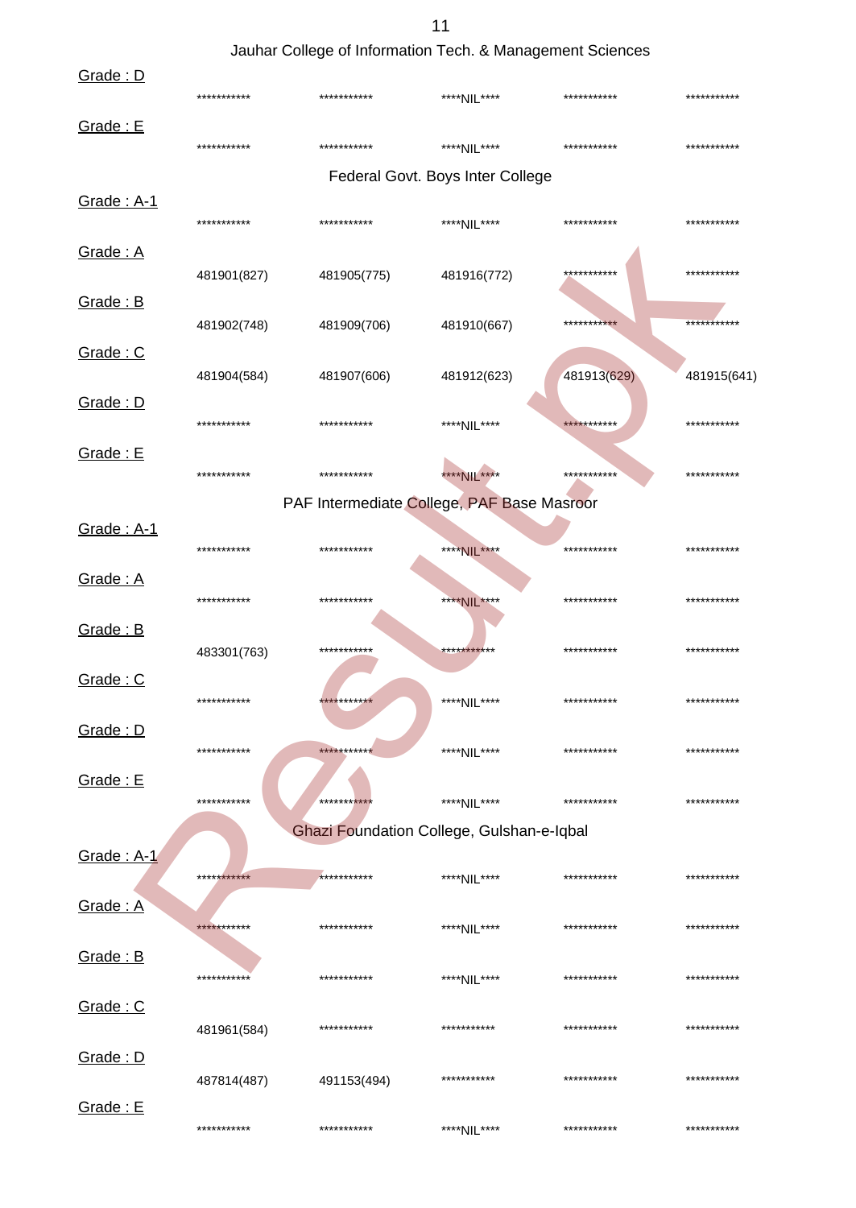Jauhar College of Information Tech. & Management Sciences

Grade : D

*********** *********** ****NIL**** *********** ***********

Grade : E

*********** *********** ****NIL**** *********** ***********

Federal Govt. Boys Inter College

Grade : A-1

*********** *********** ****NIL**** *********** ***********

Grade : A

481901(827) 481905(775) 481916(772) *********** ***********

Grade : B

481902(748) 481909(706) 481910(667) *********** ***********

Grade : C

481904(584) 481907(606) 481912(623) 481913(629) 481915(641)

Grade : D

*********** *********** ****NIL**** *********** ***********

Grade : E

*********** *********** ****NIL**** *********** ***********

PAF Intermediate College, PAF Base Masroor

Grade : A-1

*********** *********** ****NIL**** *********** ***********

Grade : A

*********** *********** ****NIL**** *********** ***********

Grade : B

483301(763) *********** *********** *********** ***********

Grade : C

*********** *********** ****NIL**** *********** ***********

Grade : D

*********** *********** ****NIL**** *********** ***********

Grade : E

*********** *********** ****NIL**** *********** ***********

Ghazi Foundation College, Gulshan-e-Iqbal

Grade : A-1

*********** *********** ****NIL**** *********** ***********

Grade : A

*********** *********** ****NIL**** *********** ***********

Grade : B

*********** *********** ****NIL**** *********** ***********

Grade : C

481961(584) *********** *********** *********** ***********

Grade : D

487814(487) 491153(494) *********** *********** ***********

Grade : E

*********** *********** ****NIL**** *********** ***********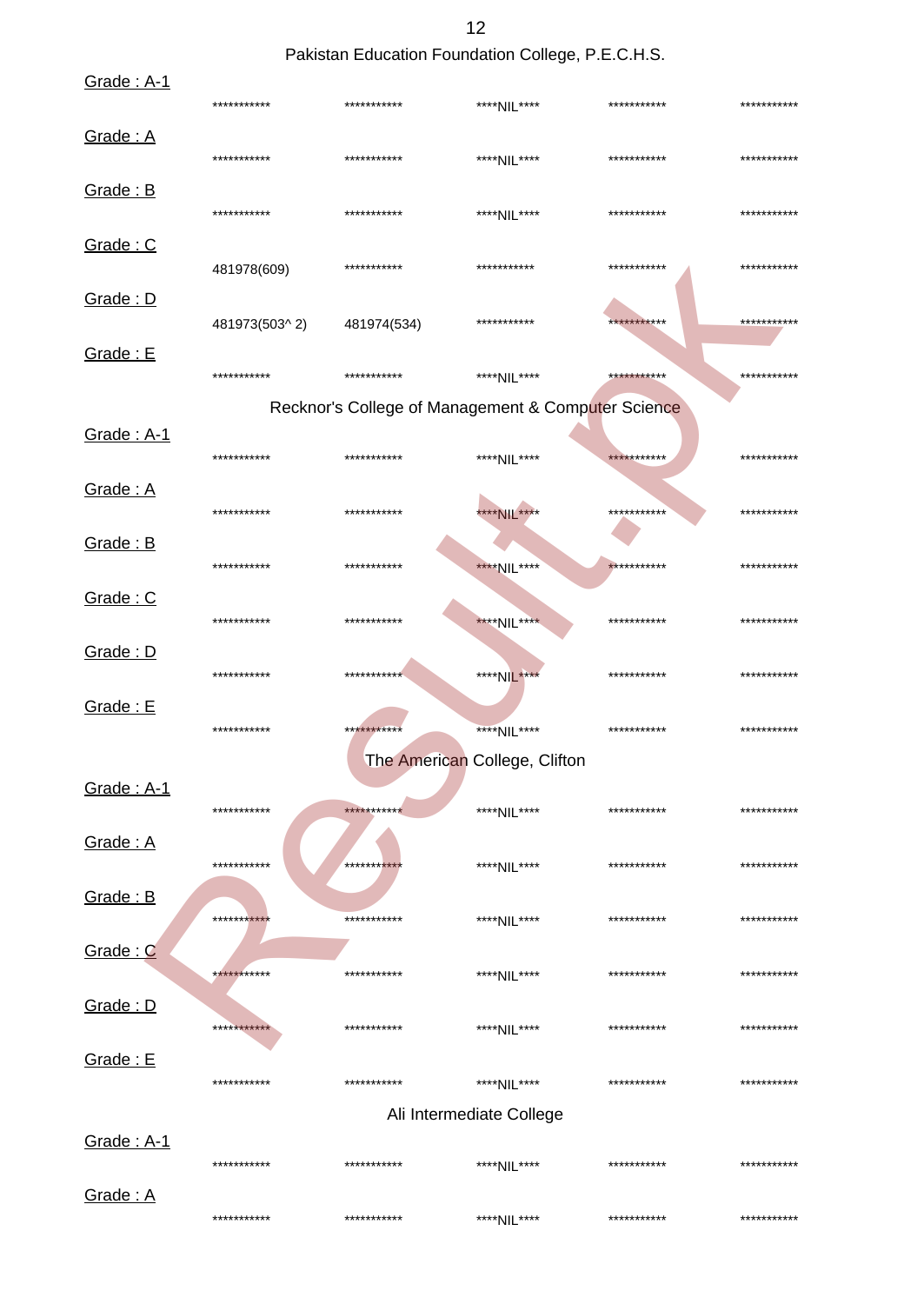Pakistan Education Foundation College, P.E.C.H.S.

Grade : A-1

| *********** | *********** | ****NIL**** | *********** | *********** |
|---|---|---|---|---|

Grade : A

| *********** | *********** | ****NIL**** | *********** | *********** |
|---|---|---|---|---|

Grade : B

| *********** | *********** | ****NIL**** | *********** | *********** |
|---|---|---|---|---|

Grade : C

| 481978(609) | *********** | *********** | *********** | *********** |
|---|---|---|---|---|

Grade : D

| 481973(503^ 2) | 481974(534) | *********** | *********** | *********** |
|---|---|---|---|---|

Grade : E

| *********** | *********** | ****NIL**** | *********** | *********** |
|---|---|---|---|---|

Recknor's College of Management & Computer Science

Grade : A-1

| *********** | *********** | ****NIL**** | *********** | *********** |
|---|---|---|---|---|

Grade : A

| *********** | *********** | ****NIL**** | *********** | *********** |
|---|---|---|---|---|

Grade : B

| *********** | *********** | ****NIL**** | *********** | *********** |
|---|---|---|---|---|

Grade : C

| *********** | *********** | ****NIL**** | *********** | *********** |
|---|---|---|---|---|

Grade : D

| *********** | *********** | ****NIL**** | *********** | *********** |
|---|---|---|---|---|

Grade : E

| *********** | *********** | ****NIL**** | *********** | *********** |
|---|---|---|---|---|

The American College, Clifton

Grade : A-1

| *********** | *********** | ****NIL**** | *********** | *********** |
|---|---|---|---|---|

Grade : A

| *********** | *********** | ****NIL**** | *********** | *********** |
|---|---|---|---|---|

Grade : B

| *********** | *********** | ****NIL**** | *********** | *********** |
|---|---|---|---|---|

Grade : C

| *********** | *********** | ****NIL**** | *********** | *********** |
|---|---|---|---|---|

Grade : D

| *********** | *********** | ****NIL**** | *********** | *********** |
|---|---|---|---|---|

Grade : E

| *********** | *********** | ****NIL**** | *********** | *********** |
|---|---|---|---|---|

Ali Intermediate College

Grade : A-1

| *********** | *********** | ****NIL**** | *********** | *********** |
|---|---|---|---|---|

Grade : A

| *********** | *********** | ****NIL**** | *********** | *********** |
|---|---|---|---|---|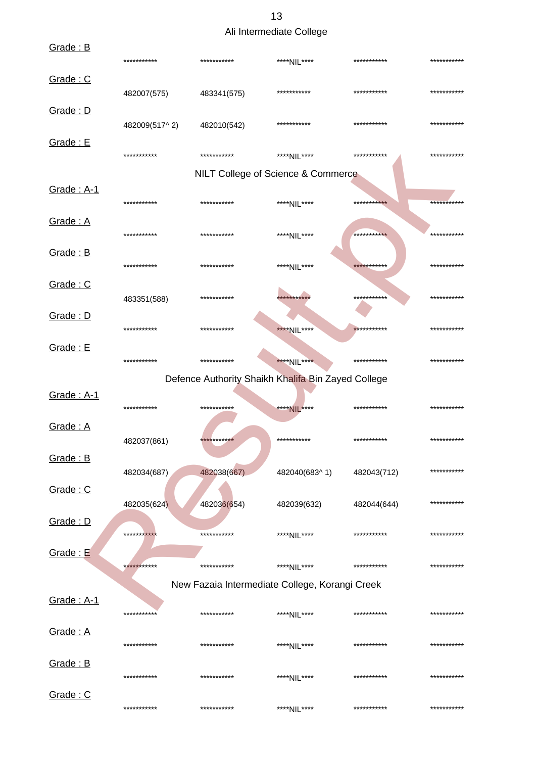Ali Intermediate College

Grade : B

| *********** | *********** | ****NIL**** | *********** | *********** |
|---|---|---|---|---|

Grade : C

| 482007(575) | 483341(575) | *********** | *********** | *********** |
|---|---|---|---|---|

Grade : D

| 482009(517^ 2) | 482010(542) | *********** | *********** | *********** |
|---|---|---|---|---|

Grade : E

| *********** | *********** | ****NIL**** | *********** | *********** |
|---|---|---|---|---|

NILT College of Science & Commerce

Grade : A-1

| *********** | *********** | ****NIL**** | *********** | *********** |
|---|---|---|---|---|

Grade : A

| *********** | *********** | ****NIL**** | *********** | *********** |
|---|---|---|---|---|

Grade : B

| *********** | *********** | ****NIL**** | *********** | *********** |
|---|---|---|---|---|

Grade : C

| 483351(588) | *********** | *********** | *********** | *********** |
|---|---|---|---|---|

Grade : D

| *********** | *********** | ****NIL**** | *********** | *********** |
|---|---|---|---|---|

Grade : E

| *********** | *********** | ****NIL**** | *********** | *********** |
|---|---|---|---|---|

Defence Authority Shaikh Khalifa Bin Zayed College

Grade : A-1

| *********** | *********** | ****NIL**** | *********** | *********** |
|---|---|---|---|---|

Grade : A

| 482037(861) | *********** | *********** | *********** | *********** |
|---|---|---|---|---|

Grade : B

| 482034(687) | 482038(667) | 482040(683^ 1) | 482043(712) | *********** |
|---|---|---|---|---|

Grade : C

| 482035(624) | 482036(654) | 482039(632) | 482044(644) | *********** |
|---|---|---|---|---|

Grade : D

| *********** | *********** | ****NIL**** | *********** | *********** |
|---|---|---|---|---|

Grade : E

| *********** | *********** | ****NIL**** | *********** | *********** |
|---|---|---|---|---|

New Fazaia Intermediate College, Korangi Creek

Grade : A-1

| *********** | *********** | ****NIL**** | *********** | *********** |
|---|---|---|---|---|

Grade : A

| *********** | *********** | ****NIL**** | *********** | *********** |
|---|---|---|---|---|

Grade : B

| *********** | *********** | ****NIL**** | *********** | *********** |
|---|---|---|---|---|

Grade : C

| *********** | *********** | ****NIL**** | *********** | *********** |
|---|---|---|---|---|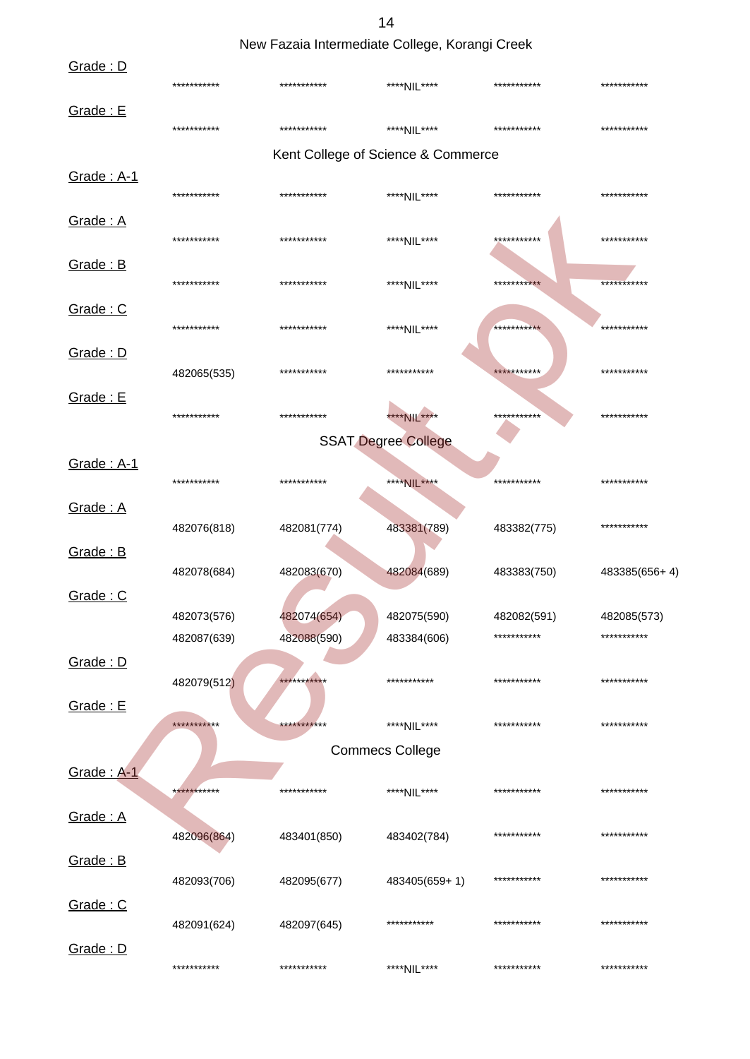New Fazaia Intermediate College, Korangi Creek

Grade : D

| *********** | *********** | ****NIL**** | *********** | *********** |
|---|---|---|---|---|

Grade : E

| *********** | *********** | ****NIL**** | *********** | *********** |
|---|---|---|---|---|

Kent College of Science & Commerce

Grade : A-1

| *********** | *********** | ****NIL**** | *********** | *********** |
|---|---|---|---|---|

Grade : A

| *********** | *********** | ****NIL**** | *********** | *********** |
|---|---|---|---|---|

Grade : B

| *********** | *********** | ****NIL**** | *********** | *********** |
|---|---|---|---|---|

Grade : C

| *********** | *********** | ****NIL**** | *********** | *********** |
|---|---|---|---|---|

Grade : D

| 482065(535) | *********** | *********** | *********** | *********** |
|---|---|---|---|---|

Grade : E

| *********** | *********** | ****NIL**** | *********** | *********** |
|---|---|---|---|---|

SSAT Degree College

Grade : A-1

| *********** | *********** | ****NIL**** | *********** | *********** |
|---|---|---|---|---|

Grade : A

| 482076(818) | 482081(774) | 483381(789) | 483382(775) | *********** |
|---|---|---|---|---|

Grade : B

| 482078(684) | 482083(670) | 482084(689) | 483383(750) | 483385(656+ 4) |
|---|---|---|---|---|

Grade : C

| 482073(576) | 482074(654) | 482075(590) | 482082(591) | 482085(573) |
|---|---|---|---|---|
| 482087(639) | 482088(590) | 483384(606) | *********** | *********** |

Grade : D

| 482079(512) | *********** | *********** | *********** | *********** |
|---|---|---|---|---|

Grade : E

| *********** | *********** | ****NIL**** | *********** | *********** |
|---|---|---|---|---|

Commecs College

Grade : A-1

| *********** | *********** | ****NIL**** | *********** | *********** |
|---|---|---|---|---|

Grade : A

| 482096(864) | 483401(850) | 483402(784) | *********** | *********** |
|---|---|---|---|---|

Grade : B

| 482093(706) | 482095(677) | 483405(659+ 1) | *********** | *********** |
|---|---|---|---|---|

Grade : C

| 482091(624) | 482097(645) | *********** | *********** | *********** |
|---|---|---|---|---|

Grade : D

| *********** | *********** | ****NIL**** | *********** | *********** |
|---|---|---|---|---|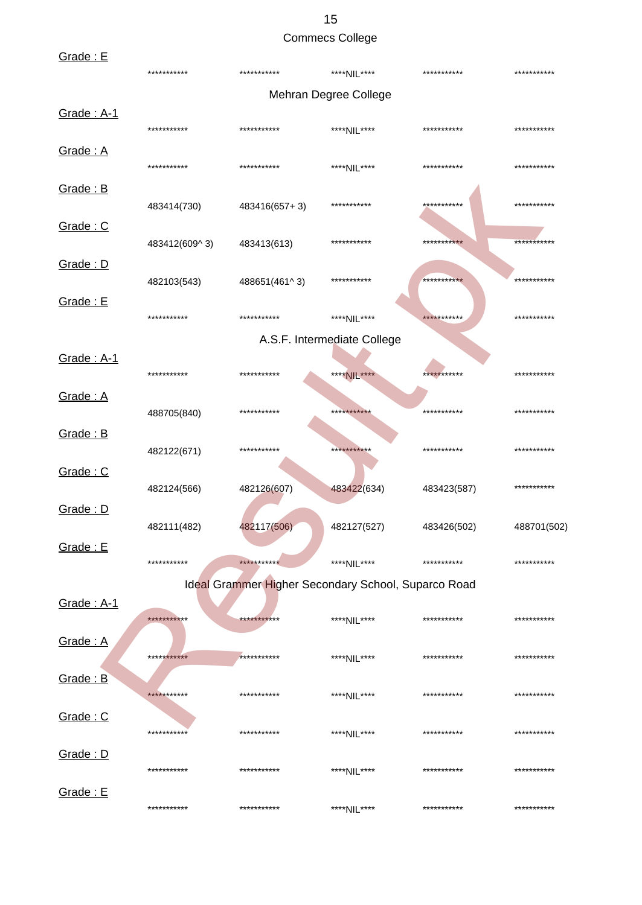## Commecs College

Grade : E

| | | | | |
|---|---|---|---|---|
| *********** | *********** | ****NIL**** | *********** | *********** |

## Mehran Degree College

Grade : A-1

| | | | | |
|---|---|---|---|---|
| *********** | *********** | ****NIL**** | *********** | *********** |

Grade : A

| | | | | |
|---|---|---|---|---|
| *********** | *********** | ****NIL**** | *********** | *********** |

Grade : B

| | | | | |
|---|---|---|---|---|
| 483414(730) | 483416(657+ 3) | *********** | *********** | *********** |

Grade : C

| | | | | |
|---|---|---|---|---|
| 483412(609^ 3) | 483413(613) | *********** | *********** | *********** |

Grade : D

| | | | | |
|---|---|---|---|---|
| 482103(543) | 488651(461^ 3) | *********** | *********** | *********** |

Grade : E

| | | | | |
|---|---|---|---|---|
| *********** | *********** | ****NIL**** | *********** | *********** |

## A.S.F. Intermediate College

Grade : A-1

| | | | | |
|---|---|---|---|---|
| *********** | *********** | ****NIL**** | *********** | *********** |

Grade : A

| | | | | |
|---|---|---|---|---|
| 488705(840) | *********** | *********** | *********** | *********** |

Grade : B

| | | | | |
|---|---|---|---|---|
| 482122(671) | *********** | *********** | *********** | *********** |

Grade : C

| | | | | |
|---|---|---|---|---|
| 482124(566) | 482126(607) | 483422(634) | 483423(587) | *********** |

Grade : D

| | | | | |
|---|---|---|---|---|
| 482111(482) | 482117(506) | 482127(527) | 483426(502) | 488701(502) |

Grade : E

| | | | | |
|---|---|---|---|---|
| *********** | *********** | ****NIL**** | *********** | *********** |

## Ideal Grammer Higher Secondary School, Suparco Road

Grade : A-1

| | | | | |
|---|---|---|---|---|
| *********** | *********** | ****NIL**** | *********** | *********** |

Grade : A

| | | | | |
|---|---|---|---|---|
| *********** | *********** | ****NIL**** | *********** | *********** |

Grade : B

| | | | | |
|---|---|---|---|---|
| *********** | *********** | ****NIL**** | *********** | *********** |

Grade : C

| | | | | |
|---|---|---|---|---|
| *********** | *********** | ****NIL**** | *********** | *********** |

Grade : D

| | | | | |
|---|---|---|---|---|
| *********** | *********** | ****NIL**** | *********** | *********** |

Grade : E

| | | | | |
|---|---|---|---|---|
| *********** | *********** | ****NIL**** | *********** | *********** |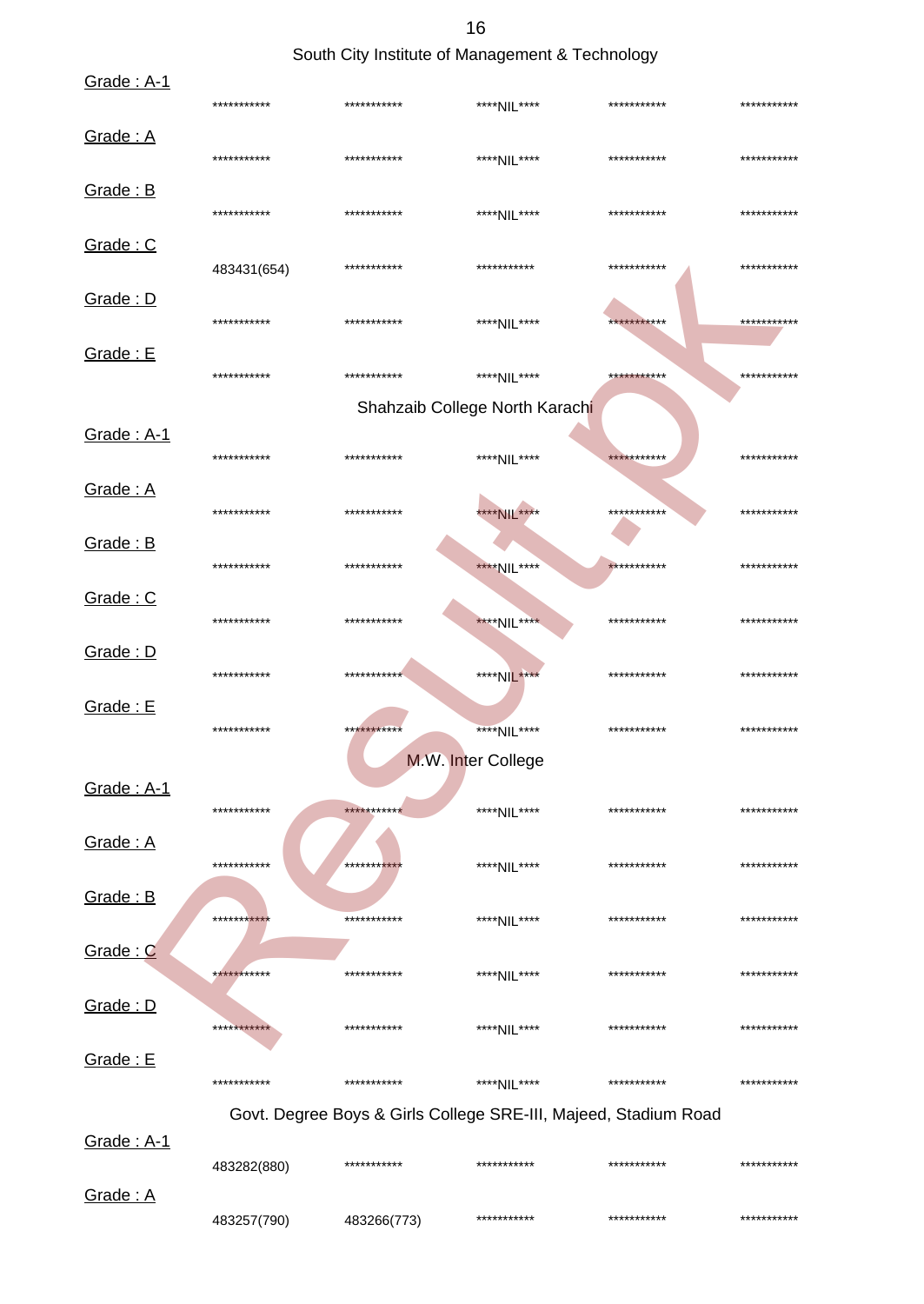## South City Institute of Management & Technology

Grade : A-1

| | | | | |
|---|---|---|---|---|
| *********** | *********** | ****NIL**** | *********** | *********** |

Grade : A

| | | | | |
|---|---|---|---|---|
| *********** | *********** | ****NIL**** | *********** | *********** |

Grade : B

| | | | | |
|---|---|---|---|---|
| *********** | *********** | ****NIL**** | *********** | *********** |

Grade : C

| | | | | |
|---|---|---|---|---|
| 483431(654) | *********** | *********** | *********** | *********** |

Grade : D

| | | | | |
|---|---|---|---|---|
| *********** | *********** | ****NIL**** | *********** | *********** |

Grade : E

| | | | | |
|---|---|---|---|---|
| *********** | *********** | ****NIL**** | *********** | *********** |

## Shahzaib College North Karachi

Grade : A-1

| | | | | |
|---|---|---|---|---|
| *********** | *********** | ****NIL**** | *********** | *********** |

Grade : A

| | | | | |
|---|---|---|---|---|
| *********** | *********** | ****NIL**** | *********** | *********** |

Grade : B

| | | | | |
|---|---|---|---|---|
| *********** | *********** | ****NIL**** | *********** | *********** |

Grade : C

| | | | | |
|---|---|---|---|---|
| *********** | *********** | ****NIL**** | *********** | *********** |

Grade : D

| | | | | |
|---|---|---|---|---|
| *********** | *********** | ****NIL**** | *********** | *********** |

Grade : E

| | | | | |
|---|---|---|---|---|
| *********** | *********** | ****NIL**** | *********** | *********** |

## M.W. Inter College

Grade : A-1

| | | | | |
|---|---|---|---|---|
| *********** | *********** | ****NIL**** | *********** | *********** |

Grade : A

| | | | | |
|---|---|---|---|---|
| *********** | *********** | ****NIL**** | *********** | *********** |

Grade : B

| | | | | |
|---|---|---|---|---|
| *********** | *********** | ****NIL**** | *********** | *********** |

Grade : C

| | | | | |
|---|---|---|---|---|
| *********** | *********** | ****NIL**** | *********** | *********** |

Grade : D

| | | | | |
|---|---|---|---|---|
| *********** | *********** | ****NIL**** | *********** | *********** |

Grade : E

| | | | | |
|---|---|---|---|---|
| *********** | *********** | ****NIL**** | *********** | *********** |

## Govt. Degree Boys & Girls College SRE-III, Majeed, Stadium Road

Grade : A-1

| | | | | |
|---|---|---|---|---|
| 483282(880) | *********** | *********** | *********** | *********** |

Grade : A

| | | | | |
|---|---|---|---|---|
| 483257(790) | 483266(773) | *********** | *********** | *********** |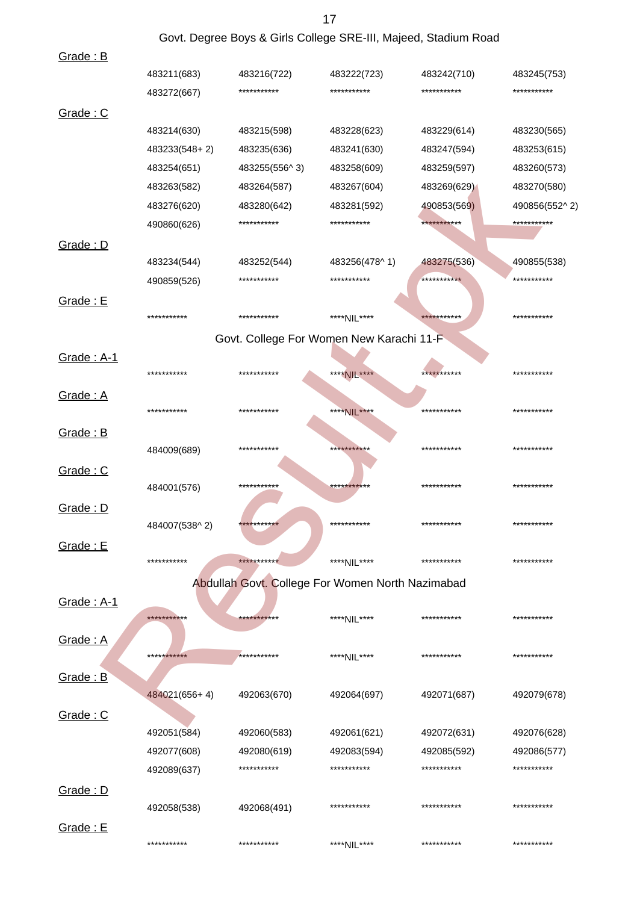## Govt. Degree Boys & Girls College SRE-III, Majeed, Stadium Road

**Grade : B**

| | | | | |
|---|---|---|---|---|
| 483211(683) | 483216(722) | 483222(723) | 483242(710) | 483245(753) |
| 483272(667) | *********** | *********** | *********** | *********** |

**Grade : C**

| | | | | |
|---|---|---|---|---|
| 483214(630) | 483215(598) | 483228(623) | 483229(614) | 483230(565) |
| 483233(548+ 2) | 483235(636) | 483241(630) | 483247(594) | 483253(615) |
| 483254(651) | 483255(556^ 3) | 483258(609) | 483259(597) | 483260(573) |
| 483263(582) | 483264(587) | 483267(604) | 483269(629) | 483270(580) |
| 483276(620) | 483280(642) | 483281(592) | 490853(569) | 490856(552^ 2) |
| 490860(626) | *********** | *********** | *********** | *********** |

**Grade : D**

| | | | | |
|---|---|---|---|---|
| 483234(544) | 483252(544) | 483256(478^ 1) | 483275(536) | 490855(538) |
| 490859(526) | *********** | *********** | *********** | *********** |

**Grade : E**

| | | | | |
|---|---|---|---|---|
| *********** | *********** | ****NIL**** | *********** | *********** |

## Govt. College For Women New Karachi 11-F

**Grade : A-1**

| | | | | |
|---|---|---|---|---|
| *********** | *********** | ****NIL**** | *********** | *********** |

**Grade : A**

| | | | | |
|---|---|---|---|---|
| *********** | *********** | ****NIL**** | *********** | *********** |

**Grade : B**

| | | | | |
|---|---|---|---|---|
| 484009(689) | *********** | *********** | *********** | *********** |

**Grade : C**

| | | | | |
|---|---|---|---|---|
| 484001(576) | *********** | *********** | *********** | *********** |

**Grade : D**

| | | | | |
|---|---|---|---|---|
| 484007(538^ 2) | *********** | *********** | *********** | *********** |

**Grade : E**

| | | | | |
|---|---|---|---|---|
| *********** | *********** | ****NIL**** | *********** | *********** |

## Abdullah Govt. College For Women North Nazimabad

**Grade : A-1**

| | | | | |
|---|---|---|---|---|
| *********** | *********** | ****NIL**** | *********** | *********** |

**Grade : A**

| | | | | |
|---|---|---|---|---|
| *********** | *********** | ****NIL**** | *********** | *********** |

**Grade : B**

| | | | | |
|---|---|---|---|---|
| 484021(656+ 4) | 492063(670) | 492064(697) | 492071(687) | 492079(678) |

**Grade : C**

| | | | | |
|---|---|---|---|---|
| 492051(584) | 492060(583) | 492061(621) | 492072(631) | 492076(628) |
| 492077(608) | 492080(619) | 492083(594) | 492085(592) | 492086(577) |
| 492089(637) | *********** | *********** | *********** | *********** |

**Grade : D**

| | | | | |
|---|---|---|---|---|
| 492058(538) | 492068(491) | *********** | *********** | *********** |

**Grade : E**

| | | | | |
|---|---|---|---|---|
| *********** | *********** | ****NIL**** | *********** | *********** |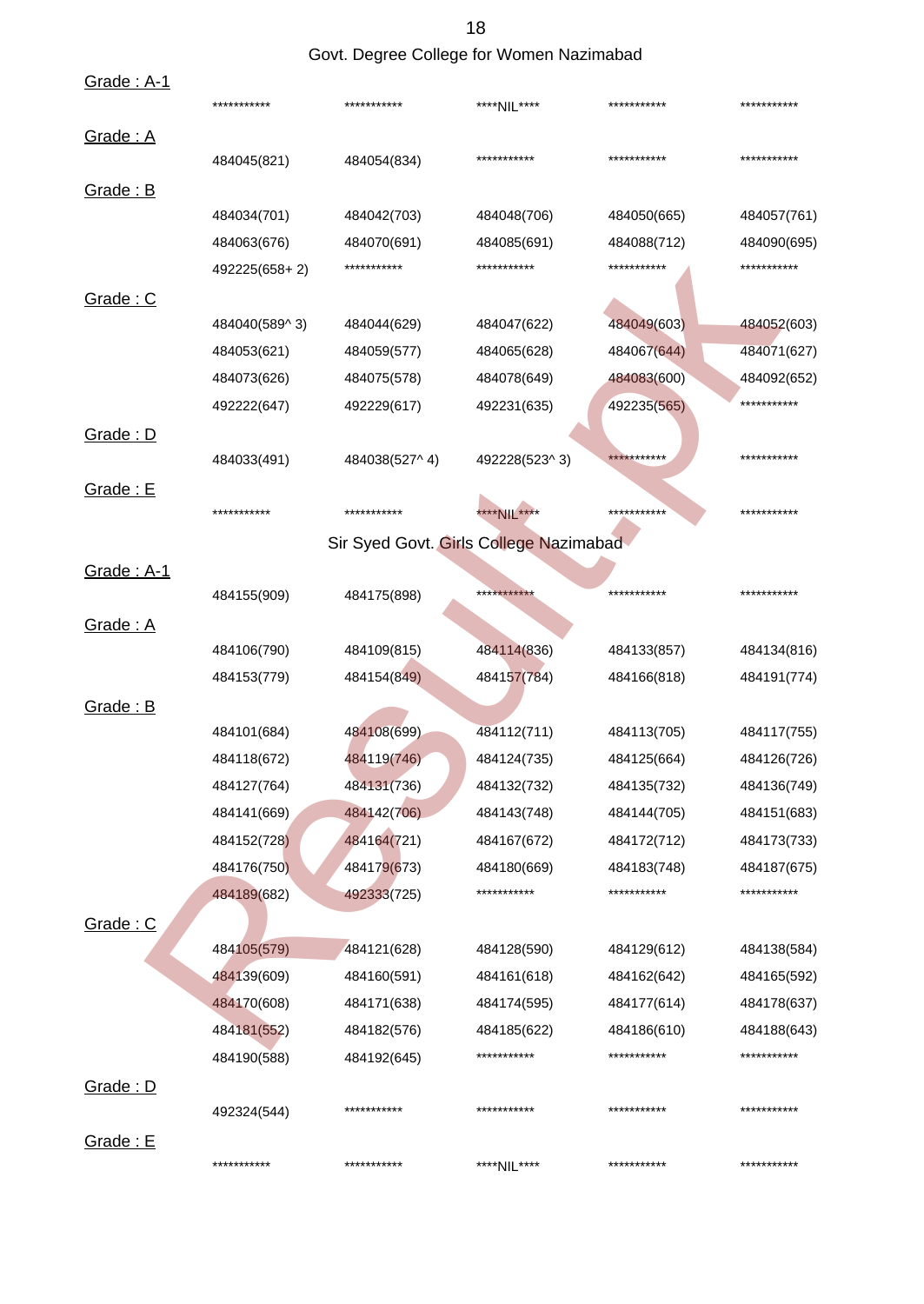## Govt. Degree College for Women Nazimabad

Grade : A-1

| | | | | |
|---|---|---|---|---|
| *********** | *********** | ****NIL**** | *********** | *********** |

Grade : A

| | | | | |
|---|---|---|---|---|
| 484045(821) | 484054(834) | *********** | *********** | *********** |

Grade : B

| | | | | |
|---|---|---|---|---|
| 484034(701) | 484042(703) | 484048(706) | 484050(665) | 484057(761) |
| 484063(676) | 484070(691) | 484085(691) | 484088(712) | 484090(695) |
| 492225(658+ 2) | *********** | *********** | *********** | *********** |

Grade : C

| | | | | |
|---|---|---|---|---|
| 484040(589^ 3) | 484044(629) | 484047(622) | 484049(603) | 484052(603) |
| 484053(621) | 484059(577) | 484065(628) | 484067(644) | 484071(627) |
| 484073(626) | 484075(578) | 484078(649) | 484083(600) | 484092(652) |
| 492222(647) | 492229(617) | 492231(635) | 492235(565) | *********** |

Grade : D

| | | | | |
|---|---|---|---|---|
| 484033(491) | 484038(527^ 4) | 492228(523^ 3) | *********** | *********** |

Grade : E

| | | | | |
|---|---|---|---|---|
| *********** | *********** | ****NIL**** | *********** | *********** |

## Sir Syed Govt. Girls College Nazimabad

Grade : A-1

| | | | | |
|---|---|---|---|---|
| 484155(909) | 484175(898) | *********** | *********** | *********** |

Grade : A

| | | | | |
|---|---|---|---|---|
| 484106(790) | 484109(815) | 484114(836) | 484133(857) | 484134(816) |
| 484153(779) | 484154(849) | 484157(784) | 484166(818) | 484191(774) |

Grade : B

| | | | | |
|---|---|---|---|---|
| 484101(684) | 484108(699) | 484112(711) | 484113(705) | 484117(755) |
| 484118(672) | 484119(746) | 484124(735) | 484125(664) | 484126(726) |
| 484127(764) | 484131(736) | 484132(732) | 484135(732) | 484136(749) |
| 484141(669) | 484142(706) | 484143(748) | 484144(705) | 484151(683) |
| 484152(728) | 484164(721) | 484167(672) | 484172(712) | 484173(733) |
| 484176(750) | 484179(673) | 484180(669) | 484183(748) | 484187(675) |
| 484189(682) | 492333(725) | *********** | *********** | *********** |

Grade : C

| | | | | |
|---|---|---|---|---|
| 484105(579) | 484121(628) | 484128(590) | 484129(612) | 484138(584) |
| 484139(609) | 484160(591) | 484161(618) | 484162(642) | 484165(592) |
| 484170(608) | 484171(638) | 484174(595) | 484177(614) | 484178(637) |
| 484181(552) | 484182(576) | 484185(622) | 484186(610) | 484188(643) |
| 484190(588) | 484192(645) | *********** | *********** | *********** |

Grade : D

| | | | | |
|---|---|---|---|---|
| 492324(544) | *********** | *********** | *********** | *********** |

Grade : E

| | | | | |
|---|---|---|---|---|
| *********** | *********** | ****NIL**** | *********** | *********** |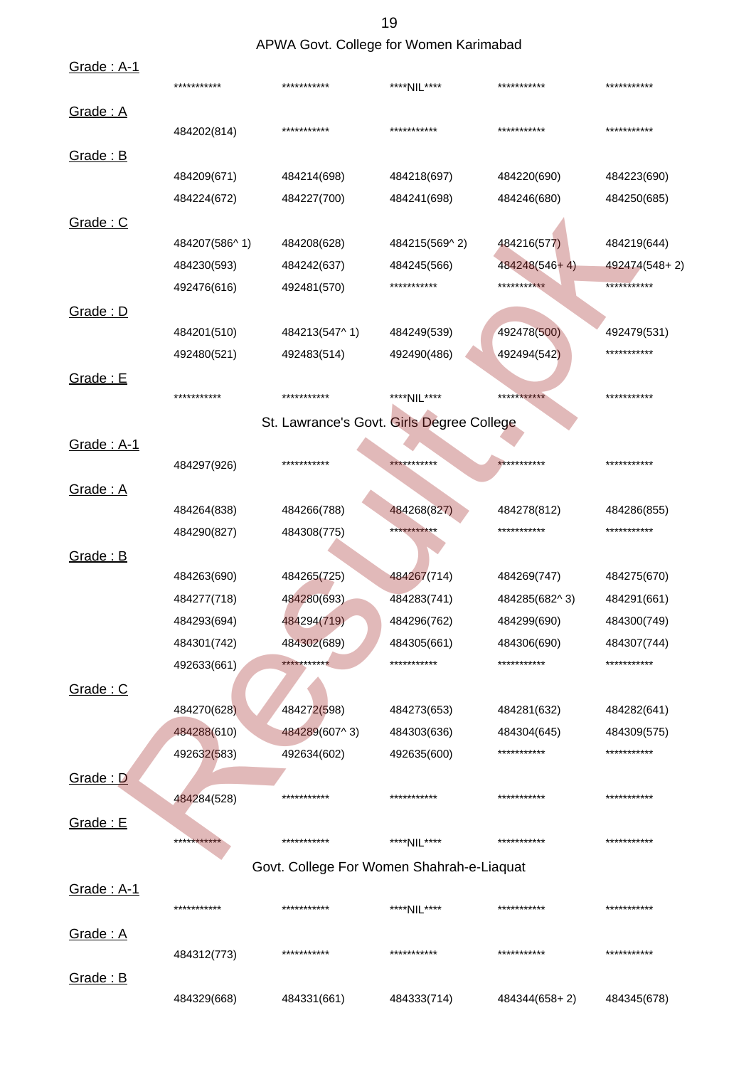## APWA Govt. College for Women Karimabad

Grade : A-1

| | | | | |
|---|---|---|---|---|
| *********** | *********** | ****NIL**** | *********** | *********** |

Grade : A

| | | | | |
|---|---|---|---|---|
| 484202(814) | *********** | *********** | *********** | *********** |

Grade : B

| | | | | |
|---|---|---|---|---|
| 484209(671) | 484214(698) | 484218(697) | 484220(690) | 484223(690) |
| 484224(672) | 484227(700) | 484241(698) | 484246(680) | 484250(685) |

Grade : C

| | | | | |
|---|---|---|---|---|
| 484207(586^ 1) | 484208(628) | 484215(569^ 2) | 484216(577) | 484219(644) |
| 484230(593) | 484242(637) | 484245(566) | 484248(546+ 4) | 492474(548+ 2) |
| 492476(616) | 492481(570) | *********** | *********** | *********** |

Grade : D

| | | | | |
|---|---|---|---|---|
| 484201(510) | 484213(547^ 1) | 484249(539) | 492478(500) | 492479(531) |
| 492480(521) | 492483(514) | 492490(486) | 492494(542) | *********** |

Grade : E

| | | | | |
|---|---|---|---|---|
| *********** | *********** | ****NIL**** | *********** | *********** |

## St. Lawrance's Govt. Girls Degree College

Grade : A-1

| | | | | |
|---|---|---|---|---|
| 484297(926) | *********** | *********** | *********** | *********** |

Grade : A

| | | | | |
|---|---|---|---|---|
| 484264(838) | 484266(788) | 484268(827) | 484278(812) | 484286(855) |
| 484290(827) | 484308(775) | *********** | *********** | *********** |

Grade : B

| | | | | |
|---|---|---|---|---|
| 484263(690) | 484265(725) | 484267(714) | 484269(747) | 484275(670) |
| 484277(718) | 484280(693) | 484283(741) | 484285(682^ 3) | 484291(661) |
| 484293(694) | 484294(719) | 484296(762) | 484299(690) | 484300(749) |
| 484301(742) | 484302(689) | 484305(661) | 484306(690) | 484307(744) |
| 492633(661) | *********** | *********** | *********** | *********** |

Grade : C

| | | | | |
|---|---|---|---|---|
| 484270(628) | 484272(598) | 484273(653) | 484281(632) | 484282(641) |
| 484288(610) | 484289(607^ 3) | 484303(636) | 484304(645) | 484309(575) |
| 492632(583) | 492634(602) | 492635(600) | *********** | *********** |

Grade : D

| | | | | |
|---|---|---|---|---|
| 484284(528) | *********** | *********** | *********** | *********** |

Grade : E

| | | | | |
|---|---|---|---|---|
| *********** | *********** | ****NIL**** | *********** | *********** |

## Govt. College For Women Shahrah-e-Liaquat

Grade : A-1

| | | | | |
|---|---|---|---|---|
| *********** | *********** | ****NIL**** | *********** | *********** |

Grade : A

| | | | | |
|---|---|---|---|---|
| 484312(773) | *********** | *********** | *********** | *********** |

Grade : B

| | | | | |
|---|---|---|---|---|
| 484329(668) | 484331(661) | 484333(714) | 484344(658+ 2) | 484345(678) |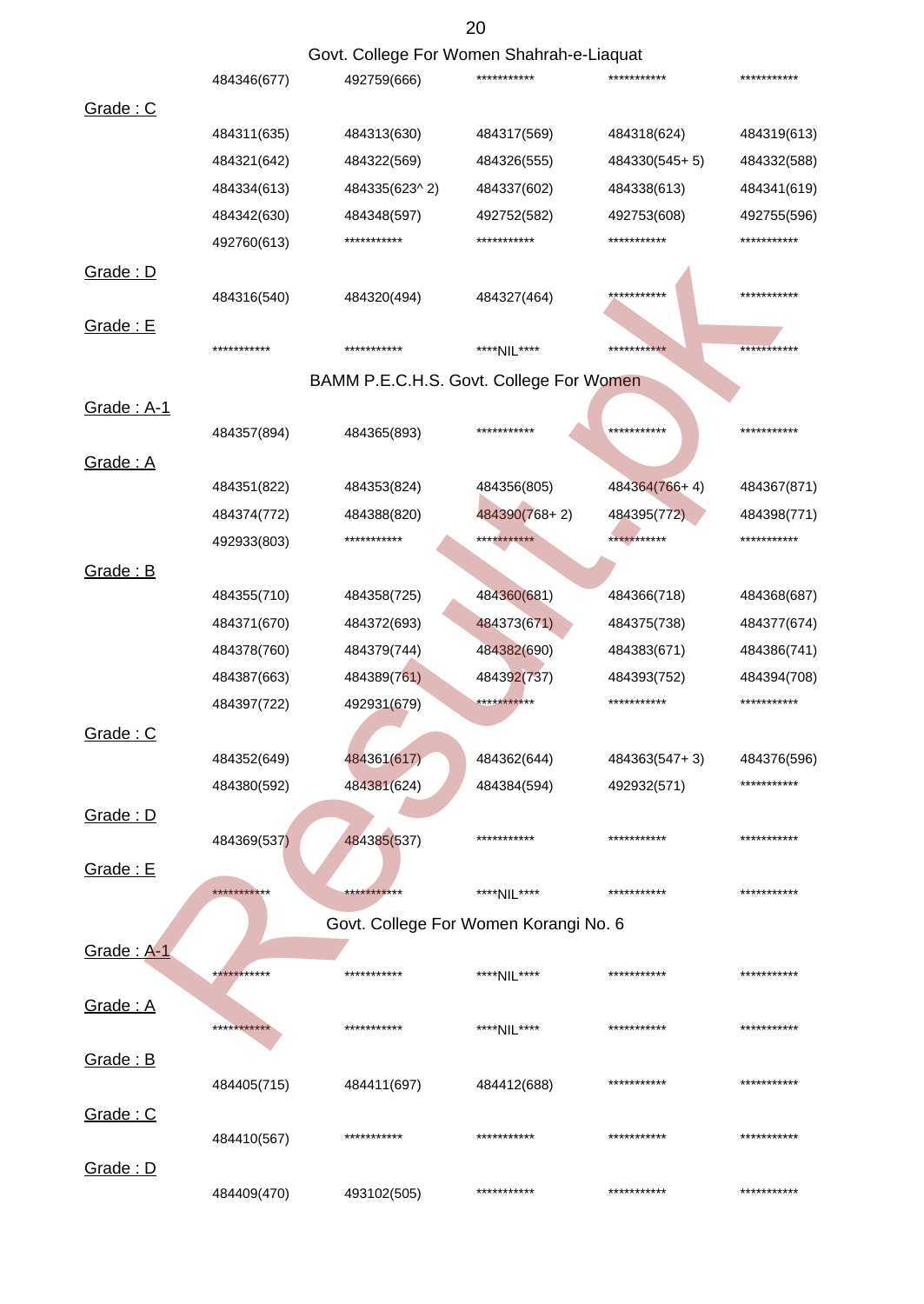Govt. College For Women Shahrah-e-Liaquat

| | | | | | |
|---|---|---|---|---|---|
| | 484346(677) | 492759(666) | *********** | *********** | *********** |

Grade : C

| | | | | |
|---|---|---|---|---|
| 484311(635) | 484313(630) | 484317(569) | 484318(624) | 484319(613) |
| 484321(642) | 484322(569) | 484326(555) | 484330(545+ 5) | 484332(588) |
| 484334(613) | 484335(623^ 2) | 484337(602) | 484338(613) | 484341(619) |
| 484342(630) | 484348(597) | 492752(582) | 492753(608) | 492755(596) |
| 492760(613) | *********** | *********** | *********** | *********** |

Grade : D

| | | | | |
|---|---|---|---|---|
| 484316(540) | 484320(494) | 484327(464) | *********** | *********** |

Grade : E

| | | | | |
|---|---|---|---|---|
| *********** | *********** | ****NIL**** | *********** | *********** |

BAMM P.E.C.H.S. Govt. College For Women

Grade : A-1

| | | | | |
|---|---|---|---|---|
| 484357(894) | 484365(893) | *********** | *********** | *********** |

Grade : A

| | | | | |
|---|---|---|---|---|
| 484351(822) | 484353(824) | 484356(805) | 484364(766+ 4) | 484367(871) |
| 484374(772) | 484388(820) | 484390(768+ 2) | 484395(772) | 484398(771) |
| 492933(803) | *********** | *********** | *********** | *********** |

Grade : B

| | | | | |
|---|---|---|---|---|
| 484355(710) | 484358(725) | 484360(681) | 484366(718) | 484368(687) |
| 484371(670) | 484372(693) | 484373(671) | 484375(738) | 484377(674) |
| 484378(760) | 484379(744) | 484382(690) | 484383(671) | 484386(741) |
| 484387(663) | 484389(761) | 484392(737) | 484393(752) | 484394(708) |
| 484397(722) | 492931(679) | *********** | *********** | *********** |

Grade : C

| | | | | |
|---|---|---|---|---|
| 484352(649) | 484361(617) | 484362(644) | 484363(547+ 3) | 484376(596) |
| 484380(592) | 484381(624) | 484384(594) | 492932(571) | *********** |

Grade : D

| | | | | |
|---|---|---|---|---|
| 484369(537) | 484385(537) | *********** | *********** | *********** |

Grade : E

| | | | | |
|---|---|---|---|---|
| *********** | *********** | ****NIL**** | *********** | *********** |

Govt. College For Women Korangi No. 6

Grade : A-1

| | | | | |
|---|---|---|---|---|
| *********** | *********** | ****NIL**** | *********** | *********** |

Grade : A

| | | | | |
|---|---|---|---|---|
| *********** | *********** | ****NIL**** | *********** | *********** |

Grade : B

| | | | | |
|---|---|---|---|---|
| 484405(715) | 484411(697) | 484412(688) | *********** | *********** |

Grade : C

| | | | | |
|---|---|---|---|---|
| 484410(567) | *********** | *********** | *********** | *********** |

Grade : D

| | | | | |
|---|---|---|---|---|
| 484409(470) | 493102(505) | *********** | *********** | *********** |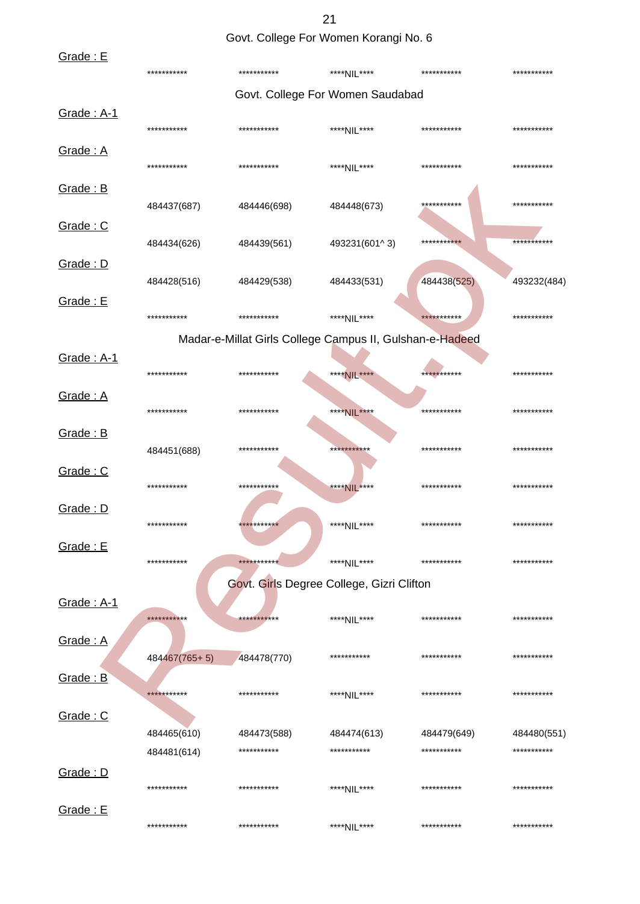Govt. College For Women Korangi No. 6

Grade : E

*********** *********** ****NIL**** *********** ***********

Govt. College For Women Saudabad

Grade : A-1

*********** *********** ****NIL**** *********** ***********

Grade : A

*********** *********** ****NIL**** *********** ***********

Grade : B

484437(687) 484446(698) 484448(673) *********** ***********

Grade : C

484434(626) 484439(561) 493231(601^ 3) *********** ***********

Grade : D

484428(516) 484429(538) 484433(531) 484438(525) 493232(484)

Grade : E

*********** *********** ****NIL**** *********** ***********

Madar-e-Millat Girls College Campus II, Gulshan-e-Hadeed

Grade : A-1

*********** *********** ****NIL**** *********** ***********

Grade : A

*********** *********** ****NIL**** *********** ***********

Grade : B

484451(688) *********** *********** *********** ***********

Grade : C

*********** *********** ****NIL**** *********** ***********

Grade : D

*********** *********** ****NIL**** *********** ***********

Grade : E

*********** *********** ****NIL**** *********** ***********

Govt. Girls Degree College, Gizri Clifton

Grade : A-1

*********** *********** ****NIL**** *********** ***********

Grade : A

484467(765+ 5) 484478(770) *********** *********** ***********

Grade : B

*********** *********** ****NIL**** *********** ***********

Grade : C

484465(610) 484473(588) 484474(613) 484479(649) 484480(551)
484481(614) *********** *********** *********** ***********

Grade : D

*********** *********** ****NIL**** *********** ***********

Grade : E

*********** *********** ****NIL**** *********** ***********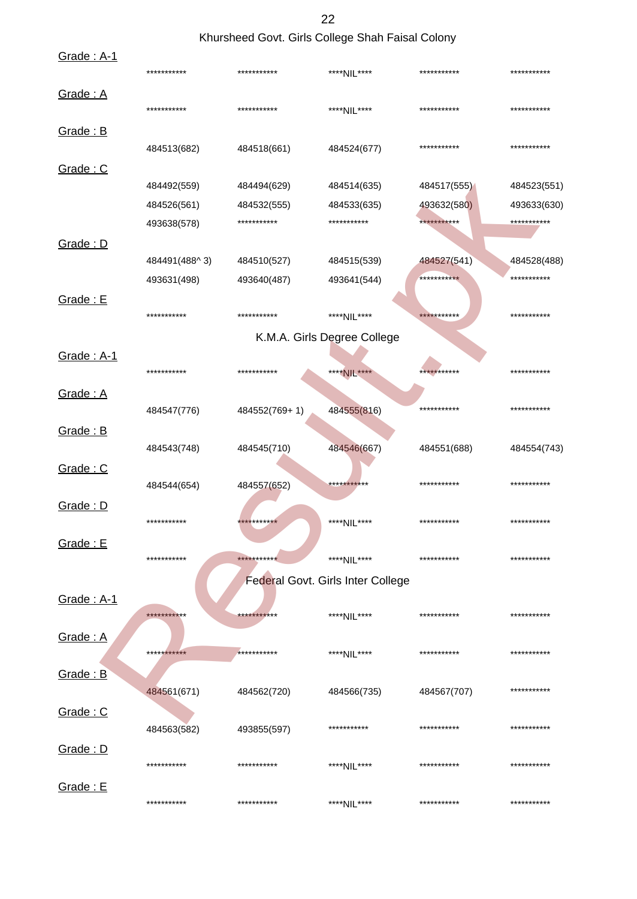## Khursheed Govt. Girls College Shah Faisal Colony

Grade : A-1

| | | | | |
|---|---|---|---|---|
| *********** | *********** | ****NIL**** | *********** | *********** |

Grade : A

| | | | | |
|---|---|---|---|---|
| *********** | *********** | ****NIL**** | *********** | *********** |

Grade : B

| | | | | |
|---|---|---|---|---|
| 484513(682) | 484518(661) | 484524(677) | *********** | *********** |

Grade : C

| | | | | |
|---|---|---|---|---|
| 484492(559) | 484494(629) | 484514(635) | 484517(555) | 484523(551) |
| 484526(561) | 484532(555) | 484533(635) | 493632(580) | 493633(630) |
| 493638(578) | *********** | *********** | *********** | *********** |

Grade : D

| | | | | |
|---|---|---|---|---|
| 484491(488^ 3) | 484510(527) | 484515(539) | 484527(541) | 484528(488) |
| 493631(498) | 493640(487) | 493641(544) | *********** | *********** |

Grade : E

| | | | | |
|---|---|---|---|---|
| *********** | *********** | ****NIL**** | *********** | *********** |

## K.M.A. Girls Degree College

Grade : A-1

| | | | | |
|---|---|---|---|---|
| *********** | *********** | ****NIL**** | *********** | *********** |

Grade : A

| | | | | |
|---|---|---|---|---|
| 484547(776) | 484552(769+ 1) | 484555(816) | *********** | *********** |

Grade : B

| | | | | |
|---|---|---|---|---|
| 484543(748) | 484545(710) | 484546(667) | 484551(688) | 484554(743) |

Grade : C

| | | | | |
|---|---|---|---|---|
| 484544(654) | 484557(652) | *********** | *********** | *********** |

Grade : D

| | | | | |
|---|---|---|---|---|
| *********** | *********** | ****NIL**** | *********** | *********** |

Grade : E

| | | | | |
|---|---|---|---|---|
| *********** | *********** | ****NIL**** | *********** | *********** |

## Federal Govt. Girls Inter College

Grade : A-1

| | | | | |
|---|---|---|---|---|
| *********** | *********** | ****NIL**** | *********** | *********** |

Grade : A

| | | | | |
|---|---|---|---|---|
| *********** | *********** | ****NIL**** | *********** | *********** |

Grade : B

| | | | | |
|---|---|---|---|---|
| 484561(671) | 484562(720) | 484566(735) | 484567(707) | *********** |

Grade : C

| | | | | |
|---|---|---|---|---|
| 484563(582) | 493855(597) | *********** | *********** | *********** |

Grade : D

| | | | | |
|---|---|---|---|---|
| *********** | *********** | ****NIL**** | *********** | *********** |

Grade : E

| | | | | |
|---|---|---|---|---|
| *********** | *********** | ****NIL**** | *********** | *********** |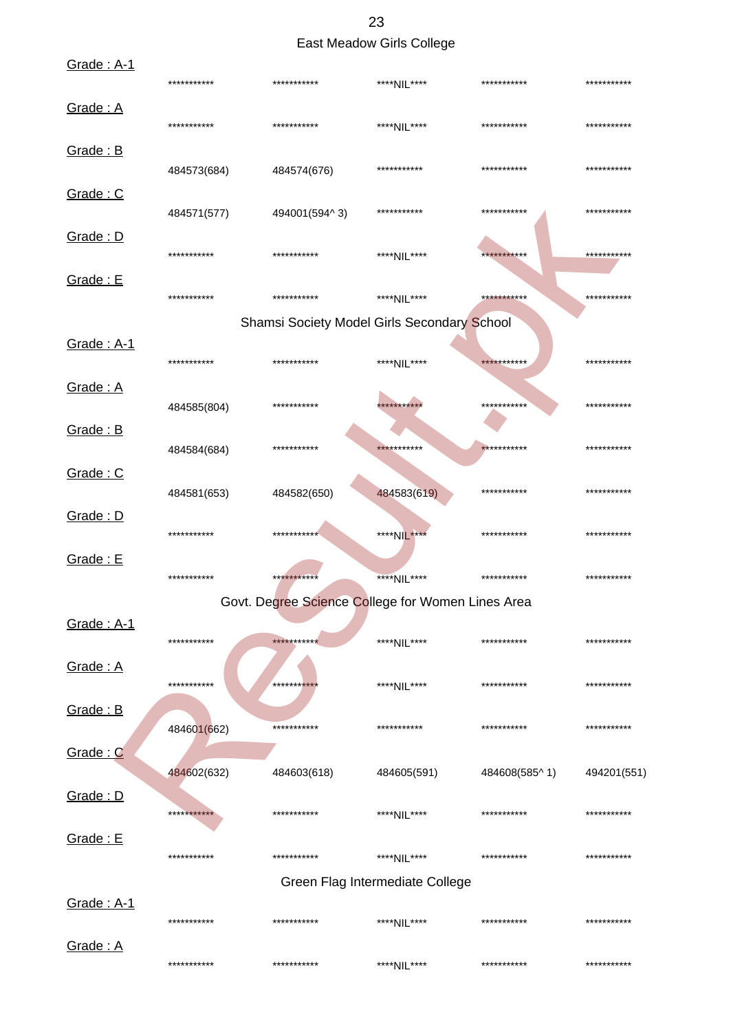## East Meadow Girls College

Grade : A-1

| | | | | |
|---|---|---|---|---|
| *********** | *********** | ****NIL**** | *********** | *********** |

Grade : A

| | | | | |
|---|---|---|---|---|
| *********** | *********** | ****NIL**** | *********** | *********** |

Grade : B

| | | | | |
|---|---|---|---|---|
| 484573(684) | 484574(676) | *********** | *********** | *********** |

Grade : C

| | | | | |
|---|---|---|---|---|
| 484571(577) | 494001(594^ 3) | *********** | *********** | *********** |

Grade : D

| | | | | |
|---|---|---|---|---|
| *********** | *********** | ****NIL**** | *********** | *********** |

Grade : E

| | | | | |
|---|---|---|---|---|
| *********** | *********** | ****NIL**** | *********** | *********** |

## Shamsi Society Model Girls Secondary School

Grade : A-1

| | | | | |
|---|---|---|---|---|
| *********** | *********** | ****NIL**** | *********** | *********** |

Grade : A

| | | | | |
|---|---|---|---|---|
| 484585(804) | *********** | *********** | *********** | *********** |

Grade : B

| | | | | |
|---|---|---|---|---|
| 484584(684) | *********** | *********** | *********** | *********** |

Grade : C

| | | | | |
|---|---|---|---|---|
| 484581(653) | 484582(650) | 484583(619) | *********** | *********** |

Grade : D

| | | | | |
|---|---|---|---|---|
| *********** | *********** | ****NIL**** | *********** | *********** |

Grade : E

| | | | | |
|---|---|---|---|---|
| *********** | *********** | ****NIL**** | *********** | *********** |

## Govt. Degree Science College for Women Lines Area

Grade : A-1

| | | | | |
|---|---|---|---|---|
| *********** | *********** | ****NIL**** | *********** | *********** |

Grade : A

| | | | | |
|---|---|---|---|---|
| *********** | *********** | ****NIL**** | *********** | *********** |

Grade : B

| | | | | |
|---|---|---|---|---|
| 484601(662) | *********** | *********** | *********** | *********** |

Grade : C

| | | | | |
|---|---|---|---|---|
| 484602(632) | 484603(618) | 484605(591) | 484608(585^ 1) | 494201(551) |

Grade : D

| | | | | |
|---|---|---|---|---|
| *********** | *********** | ****NIL**** | *********** | *********** |

Grade : E

| | | | | |
|---|---|---|---|---|
| *********** | *********** | ****NIL**** | *********** | *********** |

## Green Flag Intermediate College

Grade : A-1

| | | | | |
|---|---|---|---|---|
| *********** | *********** | ****NIL**** | *********** | *********** |

Grade : A

| | | | | |
|---|---|---|---|---|
| *********** | *********** | ****NIL**** | *********** | *********** |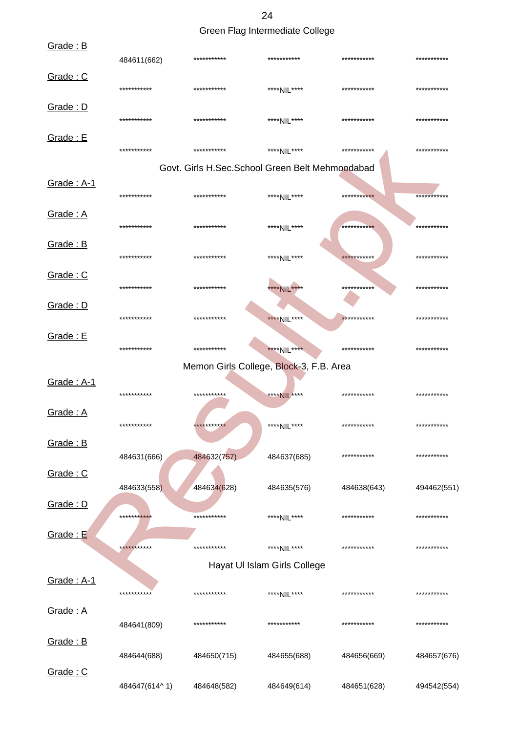Green Flag Intermediate College

Grade : B

| | | | | |
|---|---|---|---|---|
| 484611(662) | *********** | *********** | *********** | *********** |

Grade : C

| | | | | |
|---|---|---|---|---|
| *********** | *********** | ****NIL**** | *********** | *********** |

Grade : D

| | | | | |
|---|---|---|---|---|
| *********** | *********** | ****NIL**** | *********** | *********** |

Grade : E

| | | | | |
|---|---|---|---|---|
| *********** | *********** | ****NIL**** | *********** | *********** |

Govt. Girls H.Sec.School Green Belt Mehmoodabad

Grade : A-1

| | | | | |
|---|---|---|---|---|
| *********** | *********** | ****NIL**** | *********** | *********** |

Grade : A

| | | | | |
|---|---|---|---|---|
| *********** | *********** | ****NIL**** | *********** | *********** |

Grade : B

| | | | | |
|---|---|---|---|---|
| *********** | *********** | ****NIL**** | *********** | *********** |

Grade : C

| | | | | |
|---|---|---|---|---|
| *********** | *********** | ****NIL**** | *********** | *********** |

Grade : D

| | | | | |
|---|---|---|---|---|
| *********** | *********** | ****NIL**** | *********** | *********** |

Grade : E

| | | | | |
|---|---|---|---|---|
| *********** | *********** | ****NIL**** | *********** | *********** |

Memon Girls College, Block-3, F.B. Area

Grade : A-1

| | | | | |
|---|---|---|---|---|
| *********** | *********** | ****NIL**** | *********** | *********** |

Grade : A

| | | | | |
|---|---|---|---|---|
| *********** | *********** | ****NIL**** | *********** | *********** |

Grade : B

| | | | | |
|---|---|---|---|---|
| 484631(666) | 484632(757) | 484637(685) | *********** | *********** |

Grade : C

| | | | | |
|---|---|---|---|---|
| 484633(558) | 484634(628) | 484635(576) | 484638(643) | 494462(551) |

Grade : D

| | | | | |
|---|---|---|---|---|
| *********** | *********** | ****NIL**** | *********** | *********** |

Grade : E

| | | | | |
|---|---|---|---|---|
| *********** | *********** | ****NIL**** | *********** | *********** |

Hayat Ul Islam Girls College

Grade : A-1

| | | | | |
|---|---|---|---|---|
| *********** | *********** | ****NIL**** | *********** | *********** |

Grade : A

| | | | | |
|---|---|---|---|---|
| 484641(809) | *********** | *********** | *********** | *********** |

Grade : B

| | | | | |
|---|---|---|---|---|
| 484644(688) | 484650(715) | 484655(688) | 484656(669) | 484657(676) |

Grade : C

| | | | | |
|---|---|---|---|---|
| 484647(614^ 1) | 484648(582) | 484649(614) | 484651(628) | 494542(554) |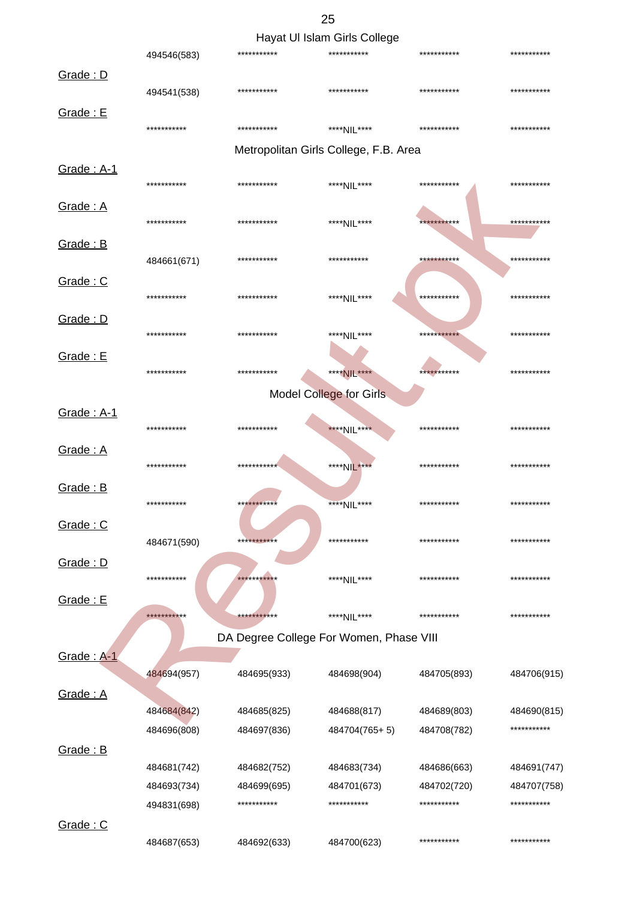### Hayat Ul Islam Girls College

| | | | | |
|---|---|---|---|---|
| 494546(583) | *********** | *********** | *********** | *********** |

Grade : D

| | | | | |
|---|---|---|---|---|
| 494541(538) | *********** | *********** | *********** | *********** |

Grade : E

| | | | | |
|---|---|---|---|---|
| *********** | *********** | ****NIL**** | *********** | *********** |

### Metropolitan Girls College, F.B. Area

Grade : A-1

| | | | | |
|---|---|---|---|---|
| *********** | *********** | ****NIL**** | *********** | *********** |

Grade : A

| | | | | |
|---|---|---|---|---|
| *********** | *********** | ****NIL**** | *********** | *********** |

Grade : B

| | | | | |
|---|---|---|---|---|
| 484661(671) | *********** | *********** | *********** | *********** |

Grade : C

| | | | | |
|---|---|---|---|---|
| *********** | *********** | ****NIL**** | *********** | *********** |

Grade : D

| | | | | |
|---|---|---|---|---|
| *********** | *********** | ****NIL**** | *********** | *********** |

Grade : E

| | | | | |
|---|---|---|---|---|
| *********** | *********** | ****NIL**** | *********** | *********** |

### Model College for Girls

Grade : A-1

| | | | | |
|---|---|---|---|---|
| *********** | *********** | ****NIL**** | *********** | *********** |

Grade : A

| | | | | |
|---|---|---|---|---|
| *********** | *********** | ****NIL**** | *********** | *********** |

Grade : B

| | | | | |
|---|---|---|---|---|
| *********** | *********** | ****NIL**** | *********** | *********** |

Grade : C

| | | | | |
|---|---|---|---|---|
| 484671(590) | *********** | *********** | *********** | *********** |

Grade : D

| | | | | |
|---|---|---|---|---|
| *********** | *********** | ****NIL**** | *********** | *********** |

Grade : E

| | | | | |
|---|---|---|---|---|
| *********** | *********** | ****NIL**** | *********** | *********** |

### DA Degree College For Women, Phase VIII

Grade : A-1

| | | | | |
|---|---|---|---|---|
| 484694(957) | 484695(933) | 484698(904) | 484705(893) | 484706(915) |

Grade : A

| | | | | |
|---|---|---|---|---|
| 484684(842) | 484685(825) | 484688(817) | 484689(803) | 484690(815) |
| 484696(808) | 484697(836) | 484704(765+ 5) | 484708(782) | *********** |

Grade : B

| | | | | |
|---|---|---|---|---|
| 484681(742) | 484682(752) | 484683(734) | 484686(663) | 484691(747) |
| 484693(734) | 484699(695) | 484701(673) | 484702(720) | 484707(758) |
| 494831(698) | *********** | *********** | *********** | *********** |

Grade : C

| | | | | |
|---|---|---|---|---|
| 484687(653) | 484692(633) | 484700(623) | *********** | *********** |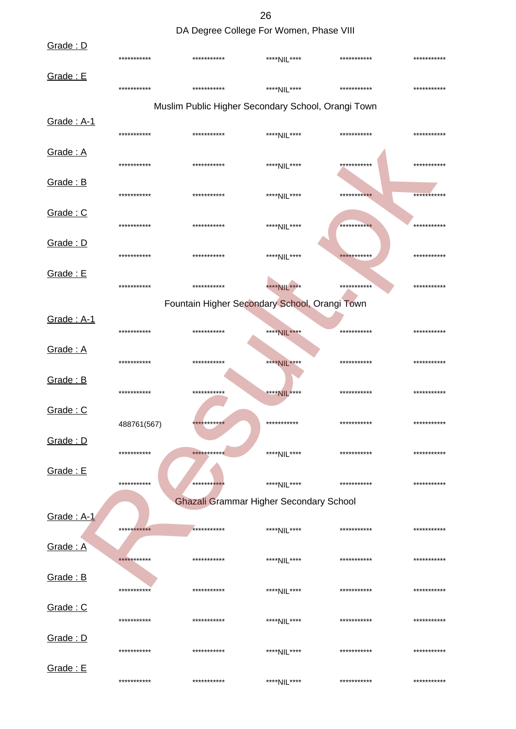DA Degree College For Women, Phase VIII

Grade : D

*********** *********** ****NIL**** *********** ***********

Grade : E

*********** *********** ****NIL**** *********** ***********

Muslim Public Higher Secondary School, Orangi Town

Grade : A-1

*********** *********** ****NIL**** *********** ***********

Grade : A

*********** *********** ****NIL**** *********** ***********

Grade : B

*********** *********** ****NIL**** *********** ***********

Grade : C

*********** *********** ****NIL**** *********** ***********

Grade : D

*********** *********** ****NIL**** *********** ***********

Grade : E

*********** *********** ****NIL**** *********** ***********

Fountain Higher Secondary School, Orangi Town

Grade : A-1

*********** *********** ****NIL**** *********** ***********

Grade : A

*********** *********** ****NIL**** *********** ***********

Grade : B

*********** *********** ****NIL**** *********** ***********

Grade : C

488761(567) *********** *********** *********** ***********

Grade : D

*********** *********** ****NIL**** *********** ***********

Grade : E

*********** *********** ****NIL**** *********** ***********

Ghazali Grammar Higher Secondary School

Grade : A-1

*********** *********** ****NIL**** *********** ***********

Grade : A

*********** *********** ****NIL**** *********** ***********

Grade : B

*********** *********** ****NIL**** *********** ***********

Grade : C

*********** *********** ****NIL**** *********** ***********

Grade : D

*********** *********** ****NIL**** *********** ***********

Grade : E

*********** *********** ****NIL**** *********** ***********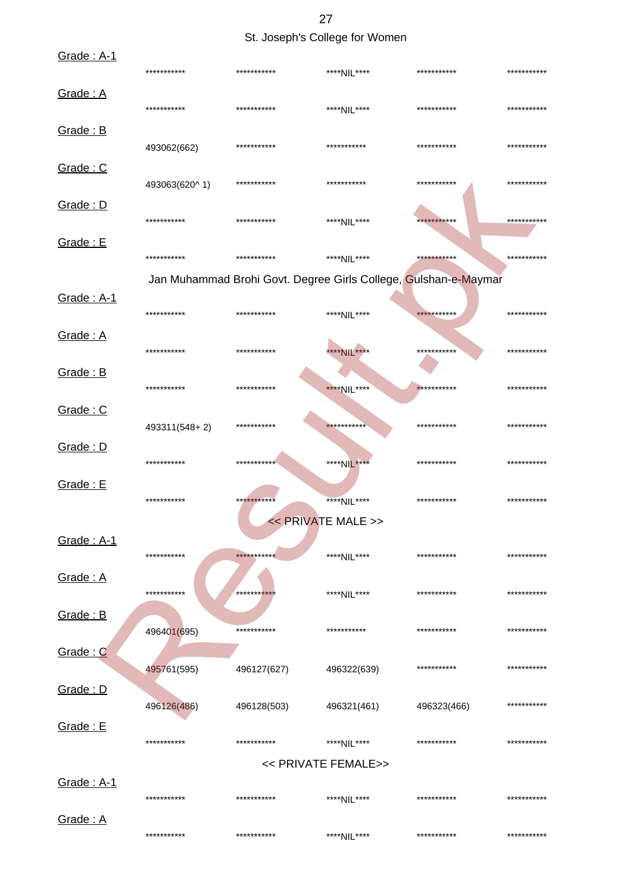## St. Joseph's College for Women

Grade : A-1

| | | | | |
|---|---|---|---|---|
| *********** | *********** | ****NIL**** | *********** | *********** |

Grade : A

| | | | | |
|---|---|---|---|---|
| *********** | *********** | ****NIL**** | *********** | *********** |

Grade : B

| | | | | |
|---|---|---|---|---|
| 493062(662) | *********** | *********** | *********** | *********** |

Grade : C

| | | | | |
|---|---|---|---|---|
| 493063(620^ 1) | *********** | *********** | *********** | *********** |

Grade : D

| | | | | |
|---|---|---|---|---|
| *********** | *********** | ****NIL**** | *********** | *********** |

Grade : E

| | | | | |
|---|---|---|---|---|
| *********** | *********** | ****NIL**** | *********** | *********** |

## Jan Muhammad Brohi Govt. Degree Girls College, Gulshan-e-Maymar

Grade : A-1

| | | | | |
|---|---|---|---|---|
| *********** | *********** | ****NIL**** | *********** | *********** |

Grade : A

| | | | | |
|---|---|---|---|---|
| *********** | *********** | ****NIL**** | *********** | *********** |

Grade : B

| | | | | |
|---|---|---|---|---|
| *********** | *********** | ****NIL**** | *********** | *********** |

Grade : C

| | | | | |
|---|---|---|---|---|
| 493311(548+ 2) | *********** | *********** | *********** | *********** |

Grade : D

| | | | | |
|---|---|---|---|---|
| *********** | *********** | ****NIL**** | *********** | *********** |

Grade : E

| | | | | |
|---|---|---|---|---|
| *********** | *********** | ****NIL**** | *********** | *********** |

## << PRIVATE MALE >>

Grade : A-1

| | | | | |
|---|---|---|---|---|
| *********** | *********** | ****NIL**** | *********** | *********** |

Grade : A

| | | | | |
|---|---|---|---|---|
| *********** | *********** | ****NIL**** | *********** | *********** |

Grade : B

| | | | | |
|---|---|---|---|---|
| 496401(695) | *********** | *********** | *********** | *********** |

Grade : C

| | | | | |
|---|---|---|---|---|
| 495761(595) | 496127(627) | 496322(639) | *********** | *********** |

Grade : D

| | | | | |
|---|---|---|---|---|
| 496126(486) | 496128(503) | 496321(461) | 496323(466) | *********** |

Grade : E

| | | | | |
|---|---|---|---|---|
| *********** | *********** | ****NIL**** | *********** | *********** |

## << PRIVATE FEMALE>>

Grade : A-1

| | | | | |
|---|---|---|---|---|
| *********** | *********** | ****NIL**** | *********** | *********** |

Grade : A

| | | | | |
|---|---|---|---|---|
| *********** | *********** | ****NIL**** | *********** | *********** |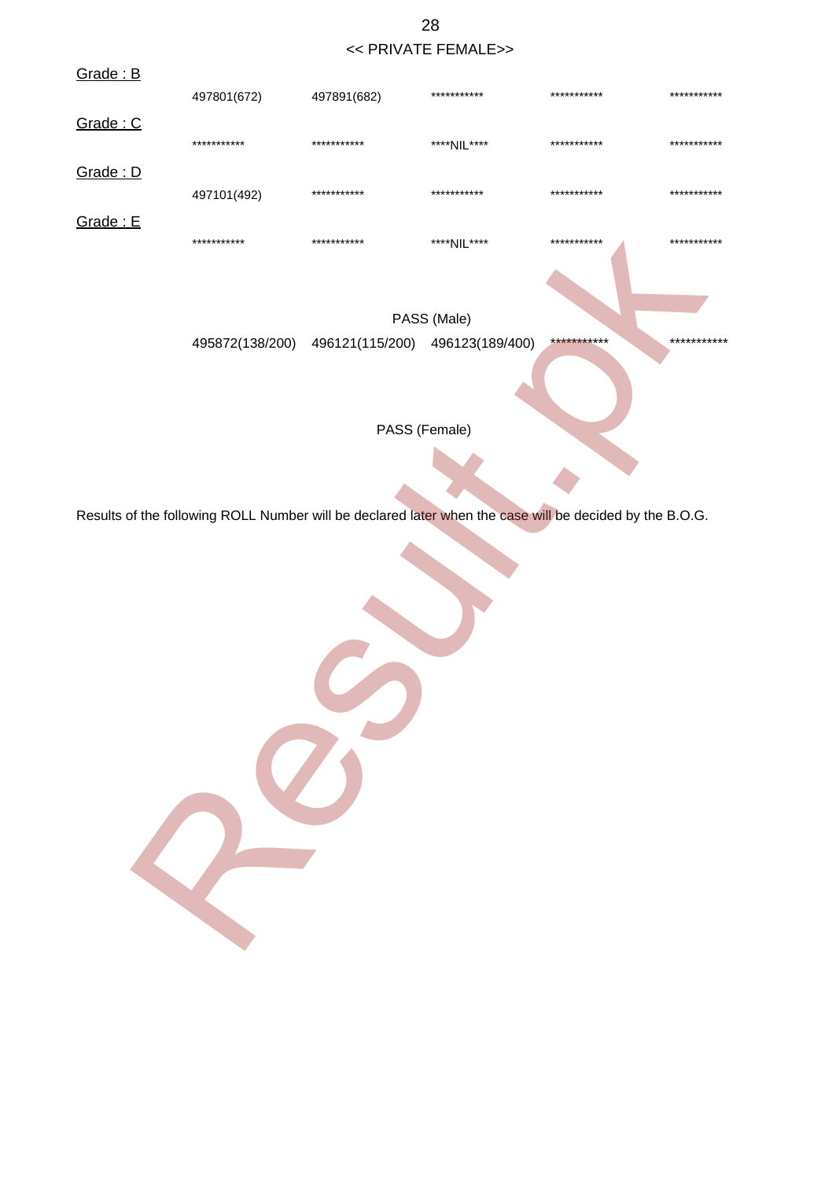<< PRIVATE FEMALE>>

Grade : B

| | | | | |
|---|---|---|---|---|
| 497801(672) | 497891(682) | *********** | *********** | *********** |

Grade : C

| | | | | |
|---|---|---|---|---|
| *********** | *********** | ****NIL**** | *********** | *********** |

Grade : D

| | | | | |
|---|---|---|---|---|
| 497101(492) | *********** | *********** | *********** | *********** |

Grade : E

| | | | | |
|---|---|---|---|---|
| *********** | *********** | ****NIL**** | *********** | *********** |

PASS (Male)

| | | | | |
|---|---|---|---|---|
| 495872(138/200) | 496121(115/200) | 496123(189/400) | *********** | *********** |

PASS (Female)

Results of the following ROLL Number will be declared later when the case will be decided by the B.O.G.